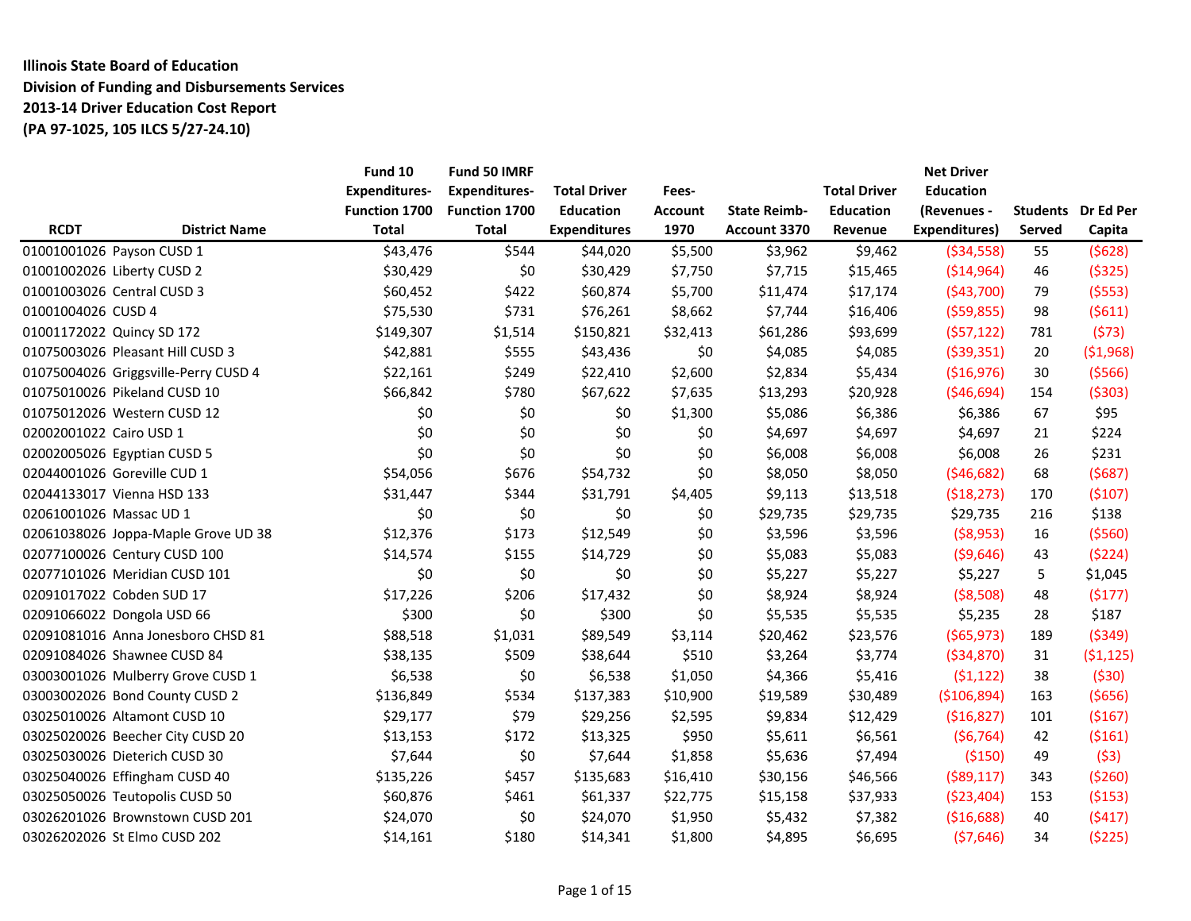**Illinois State Board of Education**
**Division of Funding and Disbursements Services**
**2013-14 Driver Education Cost Report**
**(PA 97-1025, 105 ILCS 5/27-24.10)**

| RCDT | District Name | Fund 10 Expenditures- Function 1700 Total | Fund 50 IMRF Expenditures- Function 1700 Total | Total Driver Education Expenditures | Fees- Account 1970 | State Reimb- Account 3370 | Total Driver Education Revenue | Net Driver Education (Revenues - Expenditures) | Students Served | Dr Ed Per Capita |
|---|---|---|---|---|---|---|---|---|---|---|
| 01001001026 | Payson CUSD 1 | $43,476 | $544 | $44,020 | $5,500 | $3,962 | $9,462 | ($34,558) | 55 | ($628) |
| 01001002026 | Liberty CUSD 2 | $30,429 | $0 | $30,429 | $7,750 | $7,715 | $15,465 | ($14,964) | 46 | ($325) |
| 01001003026 | Central CUSD 3 | $60,452 | $422 | $60,874 | $5,700 | $11,474 | $17,174 | ($43,700) | 79 | ($553) |
| 01001004026 | CUSD 4 | $75,530 | $731 | $76,261 | $8,662 | $7,744 | $16,406 | ($59,855) | 98 | ($611) |
| 01001172022 | Quincy SD 172 | $149,307 | $1,514 | $150,821 | $32,413 | $61,286 | $93,699 | ($57,122) | 781 | ($73) |
| 01075003026 | Pleasant Hill CUSD 3 | $42,881 | $555 | $43,436 | $0 | $4,085 | $4,085 | ($39,351) | 20 | ($1,968) |
| 01075004026 | Griggsville-Perry CUSD 4 | $22,161 | $249 | $22,410 | $2,600 | $2,834 | $5,434 | ($16,976) | 30 | ($566) |
| 01075010026 | Pikeland CUSD 10 | $66,842 | $780 | $67,622 | $7,635 | $13,293 | $20,928 | ($46,694) | 154 | ($303) |
| 01075012026 | Western CUSD 12 | $0 | $0 | $0 | $1,300 | $5,086 | $6,386 | $6,386 | 67 | $95 |
| 02002001022 | Cairo USD 1 | $0 | $0 | $0 | $0 | $4,697 | $4,697 | $4,697 | 21 | $224 |
| 02002005026 | Egyptian CUSD 5 | $0 | $0 | $0 | $0 | $6,008 | $6,008 | $6,008 | 26 | $231 |
| 02044001026 | Goreville CUD 1 | $54,056 | $676 | $54,732 | $0 | $8,050 | $8,050 | ($46,682) | 68 | ($687) |
| 02044133017 | Vienna HSD 133 | $31,447 | $344 | $31,791 | $4,405 | $9,113 | $13,518 | ($18,273) | 170 | ($107) |
| 02061001026 | Massac UD 1 | $0 | $0 | $0 | $0 | $29,735 | $29,735 | $29,735 | 216 | $138 |
| 02061038026 | Joppa-Maple Grove UD 38 | $12,376 | $173 | $12,549 | $0 | $3,596 | $3,596 | ($8,953) | 16 | ($560) |
| 02077100026 | Century CUSD 100 | $14,574 | $155 | $14,729 | $0 | $5,083 | $5,083 | ($9,646) | 43 | ($224) |
| 02077101026 | Meridian CUSD 101 | $0 | $0 | $0 | $0 | $5,227 | $5,227 | $5,227 | 5 | $1,045 |
| 02091017022 | Cobden SUD 17 | $17,226 | $206 | $17,432 | $0 | $8,924 | $8,924 | ($8,508) | 48 | ($177) |
| 02091066022 | Dongola USD 66 | $300 | $0 | $300 | $0 | $5,535 | $5,535 | $5,235 | 28 | $187 |
| 02091081016 | Anna Jonesboro CHSD 81 | $88,518 | $1,031 | $89,549 | $3,114 | $20,462 | $23,576 | ($65,973) | 189 | ($349) |
| 02091084026 | Shawnee CUSD 84 | $38,135 | $509 | $38,644 | $510 | $3,264 | $3,774 | ($34,870) | 31 | ($1,125) |
| 03003001026 | Mulberry Grove CUSD 1 | $6,538 | $0 | $6,538 | $1,050 | $4,366 | $5,416 | ($1,122) | 38 | ($30) |
| 03003002026 | Bond County CUSD 2 | $136,849 | $534 | $137,383 | $10,900 | $19,589 | $30,489 | ($106,894) | 163 | ($656) |
| 03025010026 | Altamont CUSD 10 | $29,177 | $79 | $29,256 | $2,595 | $9,834 | $12,429 | ($16,827) | 101 | ($167) |
| 03025020026 | Beecher City CUSD 20 | $13,153 | $172 | $13,325 | $950 | $5,611 | $6,561 | ($6,764) | 42 | ($161) |
| 03025030026 | Dieterich CUSD 30 | $7,644 | $0 | $7,644 | $1,858 | $5,636 | $7,494 | ($150) | 49 | ($3) |
| 03025040026 | Effingham CUSD 40 | $135,226 | $457 | $135,683 | $16,410 | $30,156 | $46,566 | ($89,117) | 343 | ($260) |
| 03025050026 | Teutopolis CUSD 50 | $60,876 | $461 | $61,337 | $22,775 | $15,158 | $37,933 | ($23,404) | 153 | ($153) |
| 03026201026 | Brownstown CUSD 201 | $24,070 | $0 | $24,070 | $1,950 | $5,432 | $7,382 | ($16,688) | 40 | ($417) |
| 03026202026 | St Elmo CUSD 202 | $14,161 | $180 | $14,341 | $1,800 | $4,895 | $6,695 | ($7,646) | 34 | ($225) |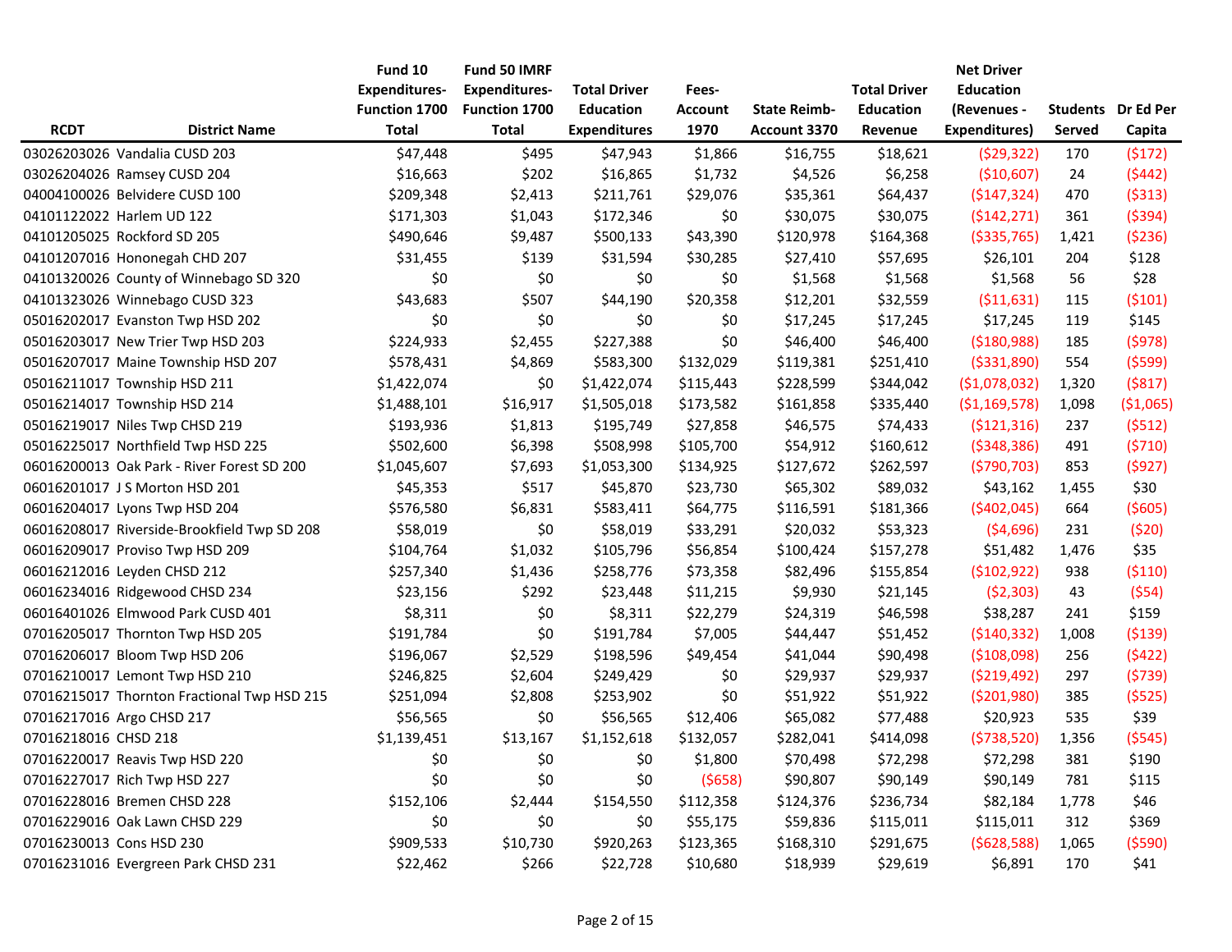| RCDT | District Name | Fund 10 Expenditures-Function 1700 Total | Fund 50 IMRF Expenditures-Function 1700 Total | Total Driver Education Expenditures | Fees-Account 1970 | State Reimb-Account 3370 | Total Driver Education Revenue | Net Driver Education (Revenues - Expenditures) | Students Served | Dr Ed Per Capita |
|---|---|---|---|---|---|---|---|---|---|---|
| 03026203026 | Vandalia CUSD 203 | $47,448 | $495 | $47,943 | $1,866 | $16,755 | $18,621 | ($29,322) | 170 | ($172) |
| 03026204026 | Ramsey CUSD 204 | $16,663 | $202 | $16,865 | $1,732 | $4,526 | $6,258 | ($10,607) | 24 | ($442) |
| 04004100026 | Belvidere CUSD 100 | $209,348 | $2,413 | $211,761 | $29,076 | $35,361 | $64,437 | ($147,324) | 470 | ($313) |
| 04101122022 | Harlem UD 122 | $171,303 | $1,043 | $172,346 | $0 | $30,075 | $30,075 | ($142,271) | 361 | ($394) |
| 04101205025 | Rockford SD 205 | $490,646 | $9,487 | $500,133 | $43,390 | $120,978 | $164,368 | ($335,765) | 1,421 | ($236) |
| 04101207016 | Hononegah CHD 207 | $31,455 | $139 | $31,594 | $30,285 | $27,410 | $57,695 | $26,101 | 204 | $128 |
| 04101320026 | County of Winnebago SD 320 | $0 | $0 | $0 | $0 | $1,568 | $1,568 | $1,568 | 56 | $28 |
| 04101323026 | Winnebago CUSD 323 | $43,683 | $507 | $44,190 | $20,358 | $12,201 | $32,559 | ($11,631) | 115 | ($101) |
| 05016202017 | Evanston Twp HSD 202 | $0 | $0 | $0 | $0 | $17,245 | $17,245 | $17,245 | 119 | $145 |
| 05016203017 | New Trier Twp HSD 203 | $224,933 | $2,455 | $227,388 | $0 | $46,400 | $46,400 | ($180,988) | 185 | ($978) |
| 05016207017 | Maine Township HSD 207 | $578,431 | $4,869 | $583,300 | $132,029 | $119,381 | $251,410 | ($331,890) | 554 | ($599) |
| 05016211017 | Township HSD 211 | $1,422,074 | $0 | $1,422,074 | $115,443 | $228,599 | $344,042 | ($1,078,032) | 1,320 | ($817) |
| 05016214017 | Township HSD 214 | $1,488,101 | $16,917 | $1,505,018 | $173,582 | $161,858 | $335,440 | ($1,169,578) | 1,098 | ($1,065) |
| 05016219017 | Niles Twp CHSD 219 | $193,936 | $1,813 | $195,749 | $27,858 | $46,575 | $74,433 | ($121,316) | 237 | ($512) |
| 05016225017 | Northfield Twp HSD 225 | $502,600 | $6,398 | $508,998 | $105,700 | $54,912 | $160,612 | ($348,386) | 491 | ($710) |
| 06016200013 | Oak Park - River Forest SD 200 | $1,045,607 | $7,693 | $1,053,300 | $134,925 | $127,672 | $262,597 | ($790,703) | 853 | ($927) |
| 06016201017 | J S Morton HSD 201 | $45,353 | $517 | $45,870 | $23,730 | $65,302 | $89,032 | $43,162 | 1,455 | $30 |
| 06016204017 | Lyons Twp HSD 204 | $576,580 | $6,831 | $583,411 | $64,775 | $116,591 | $181,366 | ($402,045) | 664 | ($605) |
| 06016208017 | Riverside-Brookfield Twp SD 208 | $58,019 | $0 | $58,019 | $33,291 | $20,032 | $53,323 | ($4,696) | 231 | ($20) |
| 06016209017 | Proviso Twp HSD 209 | $104,764 | $1,032 | $105,796 | $56,854 | $100,424 | $157,278 | $51,482 | 1,476 | $35 |
| 06016212016 | Leyden CHSD 212 | $257,340 | $1,436 | $258,776 | $73,358 | $82,496 | $155,854 | ($102,922) | 938 | ($110) |
| 06016234016 | Ridgewood CHSD 234 | $23,156 | $292 | $23,448 | $11,215 | $9,930 | $21,145 | ($2,303) | 43 | ($54) |
| 06016401026 | Elmwood Park CUSD 401 | $8,311 | $0 | $8,311 | $22,279 | $24,319 | $46,598 | $38,287 | 241 | $159 |
| 07016205017 | Thornton Twp HSD 205 | $191,784 | $0 | $191,784 | $7,005 | $44,447 | $51,452 | ($140,332) | 1,008 | ($139) |
| 07016206017 | Bloom Twp HSD 206 | $196,067 | $2,529 | $198,596 | $49,454 | $41,044 | $90,498 | ($108,098) | 256 | ($422) |
| 07016210017 | Lemont Twp HSD 210 | $246,825 | $2,604 | $249,429 | $0 | $29,937 | $29,937 | ($219,492) | 297 | ($739) |
| 07016215017 | Thornton Fractional Twp HSD 215 | $251,094 | $2,808 | $253,902 | $0 | $51,922 | $51,922 | ($201,980) | 385 | ($525) |
| 07016217016 | Argo CHSD 217 | $56,565 | $0 | $56,565 | $12,406 | $65,082 | $77,488 | $20,923 | 535 | $39 |
| 07016218016 | CHSD 218 | $1,139,451 | $13,167 | $1,152,618 | $132,057 | $282,041 | $414,098 | ($738,520) | 1,356 | ($545) |
| 07016220017 | Reavis Twp HSD 220 | $0 | $0 | $0 | $1,800 | $70,498 | $72,298 | $72,298 | 381 | $190 |
| 07016227017 | Rich Twp HSD 227 | $0 | $0 | $0 | ($658) | $90,807 | $90,149 | $90,149 | 781 | $115 |
| 07016228016 | Bremen CHSD 228 | $152,106 | $2,444 | $154,550 | $112,358 | $124,376 | $236,734 | $82,184 | 1,778 | $46 |
| 07016229016 | Oak Lawn CHSD 229 | $0 | $0 | $0 | $55,175 | $59,836 | $115,011 | $115,011 | 312 | $369 |
| 07016230013 | Cons HSD 230 | $909,533 | $10,730 | $920,263 | $123,365 | $168,310 | $291,675 | ($628,588) | 1,065 | ($590) |
| 07016231016 | Evergreen Park CHSD 231 | $22,462 | $266 | $22,728 | $10,680 | $18,939 | $29,619 | $6,891 | 170 | $41 |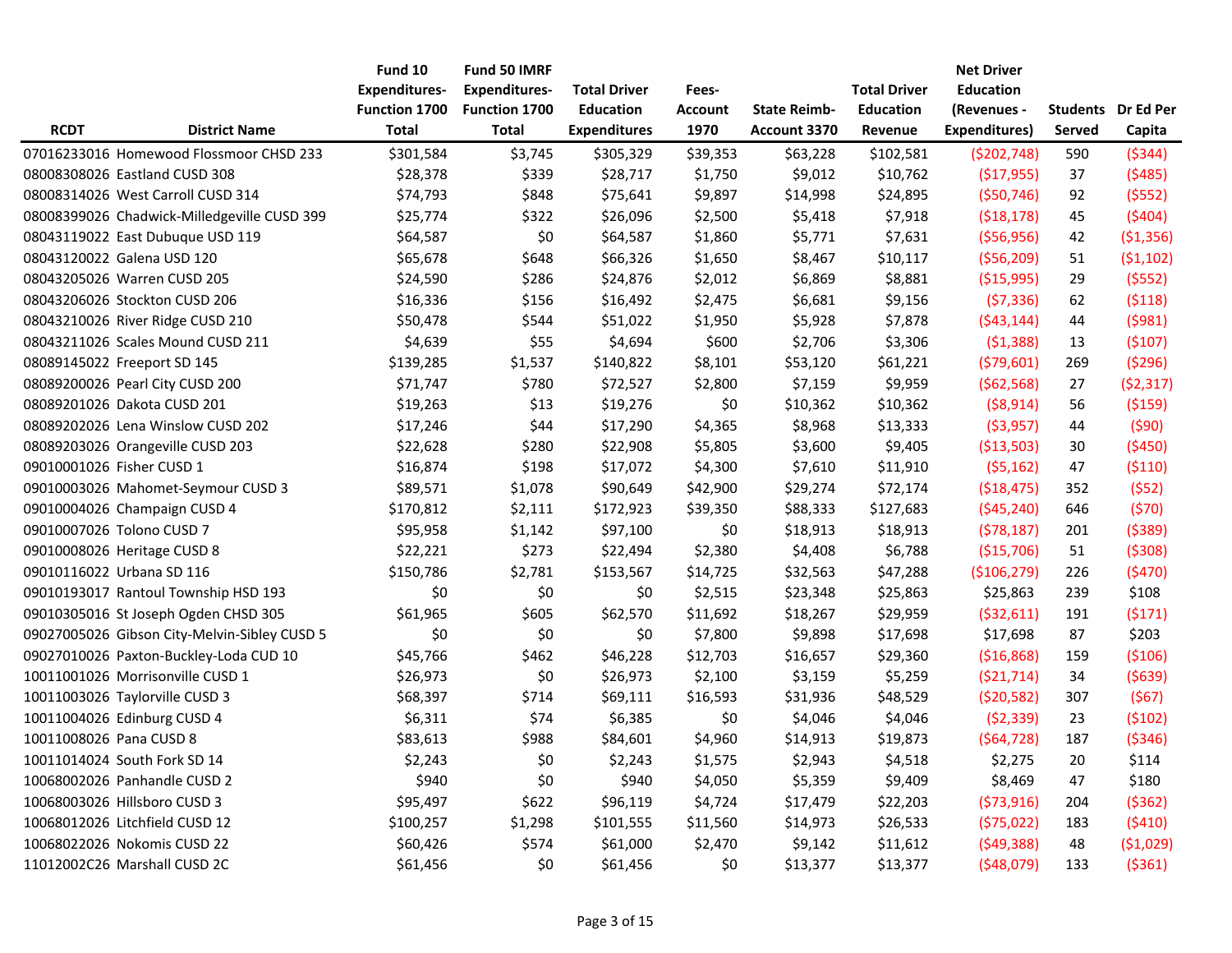| RCDT | District Name | Fund 10 Expenditures- Function 1700 Total | Fund 50 IMRF Expenditures- Function 1700 Total | Total Driver Education Expenditures | Fees- Account 1970 | State Reimb- Account 3370 | Total Driver Education Revenue | Net Driver Education (Revenues - Expenditures) | Students Served | Dr Ed Per Capita |
|---|---|---|---|---|---|---|---|---|---|---|
| 07016233016 | Homewood Flossmoor CHSD 233 | $301,584 | $3,745 | $305,329 | $39,353 | $63,228 | $102,581 | ($202,748) | 590 | ($344) |
| 08008308026 | Eastland CUSD 308 | $28,378 | $339 | $28,717 | $1,750 | $9,012 | $10,762 | ($17,955) | 37 | ($485) |
| 08008314026 | West Carroll CUSD 314 | $74,793 | $848 | $75,641 | $9,897 | $14,998 | $24,895 | ($50,746) | 92 | ($552) |
| 08008399026 | Chadwick-Milledgeville CUSD 399 | $25,774 | $322 | $26,096 | $2,500 | $5,418 | $7,918 | ($18,178) | 45 | ($404) |
| 08043119022 | East Dubuque USD 119 | $64,587 | $0 | $64,587 | $1,860 | $5,771 | $7,631 | ($56,956) | 42 | ($1,356) |
| 08043120022 | Galena USD 120 | $65,678 | $648 | $66,326 | $1,650 | $8,467 | $10,117 | ($56,209) | 51 | ($1,102) |
| 08043205026 | Warren CUSD 205 | $24,590 | $286 | $24,876 | $2,012 | $6,869 | $8,881 | ($15,995) | 29 | ($552) |
| 08043206026 | Stockton CUSD 206 | $16,336 | $156 | $16,492 | $2,475 | $6,681 | $9,156 | ($7,336) | 62 | ($118) |
| 08043210026 | River Ridge CUSD 210 | $50,478 | $544 | $51,022 | $1,950 | $5,928 | $7,878 | ($43,144) | 44 | ($981) |
| 08043211026 | Scales Mound CUSD 211 | $4,639 | $55 | $4,694 | $600 | $2,706 | $3,306 | ($1,388) | 13 | ($107) |
| 08089145022 | Freeport SD 145 | $139,285 | $1,537 | $140,822 | $8,101 | $53,120 | $61,221 | ($79,601) | 269 | ($296) |
| 08089200026 | Pearl City CUSD 200 | $71,747 | $780 | $72,527 | $2,800 | $7,159 | $9,959 | ($62,568) | 27 | ($2,317) |
| 08089201026 | Dakota CUSD 201 | $19,263 | $13 | $19,276 | $0 | $10,362 | $10,362 | ($8,914) | 56 | ($159) |
| 08089202026 | Lena Winslow CUSD 202 | $17,246 | $44 | $17,290 | $4,365 | $8,968 | $13,333 | ($3,957) | 44 | ($90) |
| 08089203026 | Orangeville CUSD 203 | $22,628 | $280 | $22,908 | $5,805 | $3,600 | $9,405 | ($13,503) | 30 | ($450) |
| 09010001026 | Fisher CUSD 1 | $16,874 | $198 | $17,072 | $4,300 | $7,610 | $11,910 | ($5,162) | 47 | ($110) |
| 09010003026 | Mahomet-Seymour CUSD 3 | $89,571 | $1,078 | $90,649 | $42,900 | $29,274 | $72,174 | ($18,475) | 352 | ($52) |
| 09010004026 | Champaign CUSD 4 | $170,812 | $2,111 | $172,923 | $39,350 | $88,333 | $127,683 | ($45,240) | 646 | ($70) |
| 09010007026 | Tolono CUSD 7 | $95,958 | $1,142 | $97,100 | $0 | $18,913 | $18,913 | ($78,187) | 201 | ($389) |
| 09010008026 | Heritage CUSD 8 | $22,221 | $273 | $22,494 | $2,380 | $4,408 | $6,788 | ($15,706) | 51 | ($308) |
| 09010116022 | Urbana SD 116 | $150,786 | $2,781 | $153,567 | $14,725 | $32,563 | $47,288 | ($106,279) | 226 | ($470) |
| 09010193017 | Rantoul Township HSD 193 | $0 | $0 | $0 | $2,515 | $23,348 | $25,863 | $25,863 | 239 | $108 |
| 09010305016 | St Joseph Ogden CHSD 305 | $61,965 | $605 | $62,570 | $11,692 | $18,267 | $29,959 | ($32,611) | 191 | ($171) |
| 09027005026 | Gibson City-Melvin-Sibley CUSD 5 | $0 | $0 | $0 | $7,800 | $9,898 | $17,698 | $17,698 | 87 | $203 |
| 09027010026 | Paxton-Buckley-Loda CUD 10 | $45,766 | $462 | $46,228 | $12,703 | $16,657 | $29,360 | ($16,868) | 159 | ($106) |
| 10011001026 | Morrisonville CUSD 1 | $26,973 | $0 | $26,973 | $2,100 | $3,159 | $5,259 | ($21,714) | 34 | ($639) |
| 10011003026 | Taylorville CUSD 3 | $68,397 | $714 | $69,111 | $16,593 | $31,936 | $48,529 | ($20,582) | 307 | ($67) |
| 10011004026 | Edinburg CUSD 4 | $6,311 | $74 | $6,385 | $0 | $4,046 | $4,046 | ($2,339) | 23 | ($102) |
| 10011008026 | Pana CUSD 8 | $83,613 | $988 | $84,601 | $4,960 | $14,913 | $19,873 | ($64,728) | 187 | ($346) |
| 10011014024 | South Fork SD 14 | $2,243 | $0 | $2,243 | $1,575 | $2,943 | $4,518 | $2,275 | 20 | $114 |
| 10068002026 | Panhandle CUSD 2 | $940 | $0 | $940 | $4,050 | $5,359 | $9,409 | $8,469 | 47 | $180 |
| 10068003026 | Hillsboro CUSD 3 | $95,497 | $622 | $96,119 | $4,724 | $17,479 | $22,203 | ($73,916) | 204 | ($362) |
| 10068012026 | Litchfield CUSD 12 | $100,257 | $1,298 | $101,555 | $11,560 | $14,973 | $26,533 | ($75,022) | 183 | ($410) |
| 10068022026 | Nokomis CUSD 22 | $60,426 | $574 | $61,000 | $2,470 | $9,142 | $11,612 | ($49,388) | 48 | ($1,029) |
| 11012002C26 | Marshall CUSD 2C | $61,456 | $0 | $61,456 | $0 | $13,377 | $13,377 | ($48,079) | 133 | ($361) |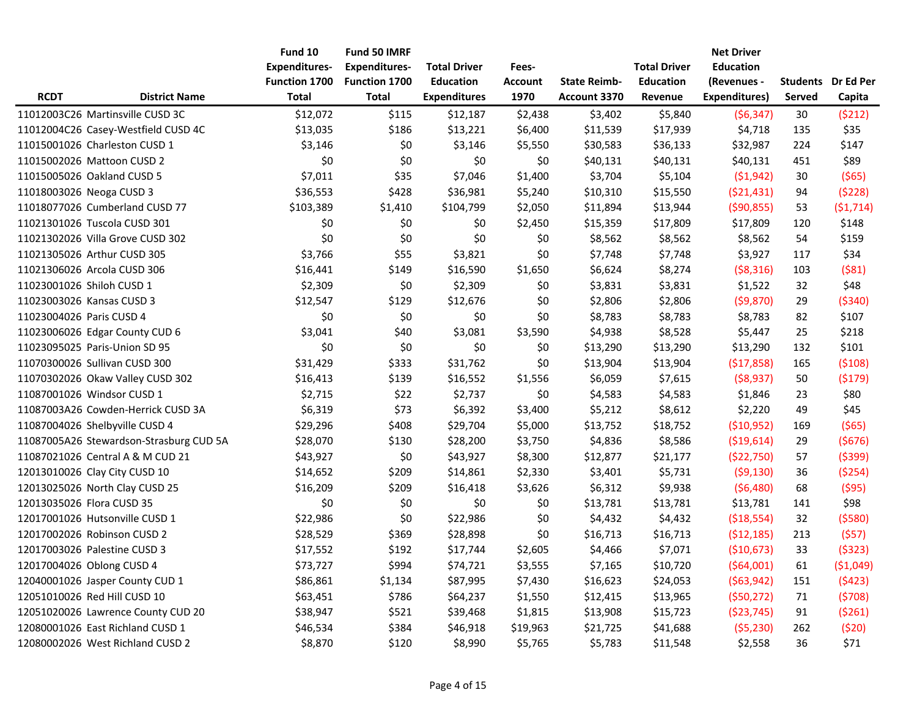| RCDT | District Name | Fund 10 Expenditures- Function 1700 Total | Fund 50 IMRF Expenditures- Function 1700 Total | Total Driver Education Expenditures | Fees- Account 1970 | State Reimb- Account 3370 | Total Driver Education Revenue | Net Driver Education (Revenues - Expenditures) | Students Served | Dr Ed Per Capita |
|---|---|---|---|---|---|---|---|---|---|---|
| 11012003C26 | Martinsville CUSD 3C | $12,072 | $115 | $12,187 | $2,438 | $3,402 | $5,840 | ($6,347) | 30 | ($212) |
| 11012004C26 | Casey-Westfield CUSD 4C | $13,035 | $186 | $13,221 | $6,400 | $11,539 | $17,939 | $4,718 | 135 | $35 |
| 11015001026 | Charleston CUSD 1 | $3,146 | $0 | $3,146 | $5,550 | $30,583 | $36,133 | $32,987 | 224 | $147 |
| 11015002026 | Mattoon CUSD 2 | $0 | $0 | $0 | $0 | $40,131 | $40,131 | $40,131 | 451 | $89 |
| 11015005026 | Oakland CUSD 5 | $7,011 | $35 | $7,046 | $1,400 | $3,704 | $5,104 | ($1,942) | 30 | ($65) |
| 11018003026 | Neoga CUSD 3 | $36,553 | $428 | $36,981 | $5,240 | $10,310 | $15,550 | ($21,431) | 94 | ($228) |
| 11018077026 | Cumberland CUSD 77 | $103,389 | $1,410 | $104,799 | $2,050 | $11,894 | $13,944 | ($90,855) | 53 | ($1,714) |
| 11021301026 | Tuscola CUSD 301 | $0 | $0 | $0 | $2,450 | $15,359 | $17,809 | $17,809 | 120 | $148 |
| 11021302026 | Villa Grove CUSD 302 | $0 | $0 | $0 | $0 | $8,562 | $8,562 | $8,562 | 54 | $159 |
| 11021305026 | Arthur CUSD 305 | $3,766 | $55 | $3,821 | $0 | $7,748 | $7,748 | $3,927 | 117 | $34 |
| 11021306026 | Arcola CUSD 306 | $16,441 | $149 | $16,590 | $1,650 | $6,624 | $8,274 | ($8,316) | 103 | ($81) |
| 11023001026 | Shiloh CUSD 1 | $2,309 | $0 | $2,309 | $0 | $3,831 | $3,831 | $1,522 | 32 | $48 |
| 11023003026 | Kansas CUSD 3 | $12,547 | $129 | $12,676 | $0 | $2,806 | $2,806 | ($9,870) | 29 | ($340) |
| 11023004026 | Paris CUSD 4 | $0 | $0 | $0 | $0 | $8,783 | $8,783 | $8,783 | 82 | $107 |
| 11023006026 | Edgar County CUD 6 | $3,041 | $40 | $3,081 | $3,590 | $4,938 | $8,528 | $5,447 | 25 | $218 |
| 11023095025 | Paris-Union SD 95 | $0 | $0 | $0 | $0 | $13,290 | $13,290 | $13,290 | 132 | $101 |
| 11070300026 | Sullivan CUSD 300 | $31,429 | $333 | $31,762 | $0 | $13,904 | $13,904 | ($17,858) | 165 | ($108) |
| 11070302026 | Okaw Valley CUSD 302 | $16,413 | $139 | $16,552 | $1,556 | $6,059 | $7,615 | ($8,937) | 50 | ($179) |
| 11087001026 | Windsor CUSD 1 | $2,715 | $22 | $2,737 | $0 | $4,583 | $4,583 | $1,846 | 23 | $80 |
| 11087003A26 | Cowden-Herrick CUSD 3A | $6,319 | $73 | $6,392 | $3,400 | $5,212 | $8,612 | $2,220 | 49 | $45 |
| 11087004026 | Shelbyville CUSD 4 | $29,296 | $408 | $29,704 | $5,000 | $13,752 | $18,752 | ($10,952) | 169 | ($65) |
| 11087005A26 | Stewardson-Strasburg CUD 5A | $28,070 | $130 | $28,200 | $3,750 | $4,836 | $8,586 | ($19,614) | 29 | ($676) |
| 11087021026 | Central A & M CUD 21 | $43,927 | $0 | $43,927 | $8,300 | $12,877 | $21,177 | ($22,750) | 57 | ($399) |
| 12013010026 | Clay City CUSD 10 | $14,652 | $209 | $14,861 | $2,330 | $3,401 | $5,731 | ($9,130) | 36 | ($254) |
| 12013025026 | North Clay CUSD 25 | $16,209 | $209 | $16,418 | $3,626 | $6,312 | $9,938 | ($6,480) | 68 | ($95) |
| 12013035026 | Flora CUSD 35 | $0 | $0 | $0 | $0 | $13,781 | $13,781 | $13,781 | 141 | $98 |
| 12017001026 | Hutsonville CUSD 1 | $22,986 | $0 | $22,986 | $0 | $4,432 | $4,432 | ($18,554) | 32 | ($580) |
| 12017002026 | Robinson CUSD 2 | $28,529 | $369 | $28,898 | $0 | $16,713 | $16,713 | ($12,185) | 213 | ($57) |
| 12017003026 | Palestine CUSD 3 | $17,552 | $192 | $17,744 | $2,605 | $4,466 | $7,071 | ($10,673) | 33 | ($323) |
| 12017004026 | Oblong CUSD 4 | $73,727 | $994 | $74,721 | $3,555 | $7,165 | $10,720 | ($64,001) | 61 | ($1,049) |
| 12040001026 | Jasper County CUD 1 | $86,861 | $1,134 | $87,995 | $7,430 | $16,623 | $24,053 | ($63,942) | 151 | ($423) |
| 12051010026 | Red Hill CUSD 10 | $63,451 | $786 | $64,237 | $1,550 | $12,415 | $13,965 | ($50,272) | 71 | ($708) |
| 12051020026 | Lawrence County CUD 20 | $38,947 | $521 | $39,468 | $1,815 | $13,908 | $15,723 | ($23,745) | 91 | ($261) |
| 12080001026 | East Richland CUSD 1 | $46,534 | $384 | $46,918 | $19,963 | $21,725 | $41,688 | ($5,230) | 262 | ($20) |
| 12080002026 | West Richland CUSD 2 | $8,870 | $120 | $8,990 | $5,765 | $5,783 | $11,548 | $2,558 | 36 | $71 |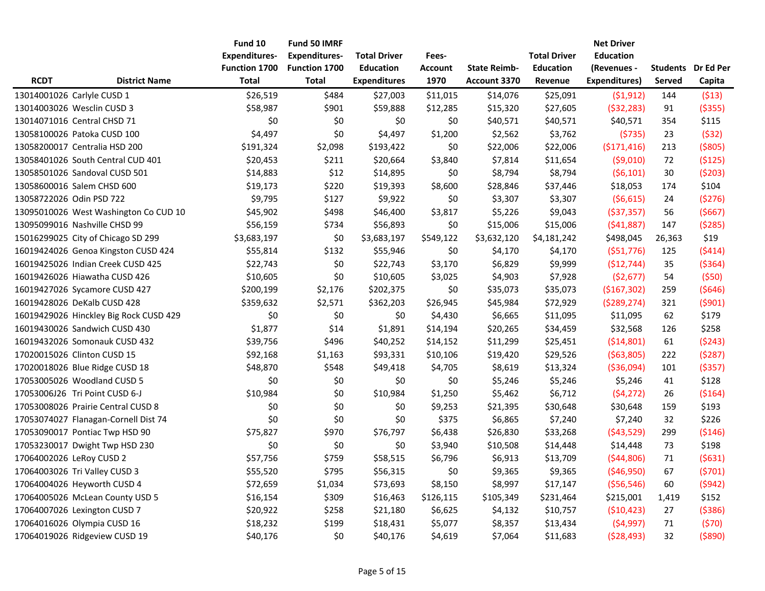| RCDT | District Name | Fund 10 Expenditures-Function 1700 Total | Fund 50 IMRF Expenditures-Function 1700 Total | Total Driver Education Expenditures | Fees-Account 1970 | State Reimb-Account 3370 | Total Driver Education Revenue | Net Driver Education (Revenues - Expenditures) | Students Served | Dr Ed Per Capita |
|---|---|---|---|---|---|---|---|---|---|---|
| 13014001026 | Carlyle CUSD 1 | $26,519 | $484 | $27,003 | $11,015 | $14,076 | $25,091 | ($1,912) | 144 | ($13) |
| 13014003026 | Wesclin CUSD 3 | $58,987 | $901 | $59,888 | $12,285 | $15,320 | $27,605 | ($32,283) | 91 | ($355) |
| 13014071016 | Central CHSD 71 | $0 | $0 | $0 | $0 | $40,571 | $40,571 | $40,571 | 354 | $115 |
| 13058100026 | Patoka CUSD 100 | $4,497 | $0 | $4,497 | $1,200 | $2,562 | $3,762 | ($735) | 23 | ($32) |
| 13058200017 | Centralia HSD 200 | $191,324 | $2,098 | $193,422 | $0 | $22,006 | $22,006 | ($171,416) | 213 | ($805) |
| 13058401026 | South Central CUD 401 | $20,453 | $211 | $20,664 | $3,840 | $7,814 | $11,654 | ($9,010) | 72 | ($125) |
| 13058501026 | Sandoval CUSD 501 | $14,883 | $12 | $14,895 | $0 | $8,794 | $8,794 | ($6,101) | 30 | ($203) |
| 13058600016 | Salem CHSD 600 | $19,173 | $220 | $19,393 | $8,600 | $28,846 | $37,446 | $18,053 | 174 | $104 |
| 13058722026 | Odin PSD 722 | $9,795 | $127 | $9,922 | $0 | $3,307 | $3,307 | ($6,615) | 24 | ($276) |
| 13095010026 | West Washington Co CUD 10 | $45,902 | $498 | $46,400 | $3,817 | $5,226 | $9,043 | ($37,357) | 56 | ($667) |
| 13095099016 | Nashville CHSD 99 | $56,159 | $734 | $56,893 | $0 | $15,006 | $15,006 | ($41,887) | 147 | ($285) |
| 15016299025 | City of Chicago SD 299 | $3,683,197 | $0 | $3,683,197 | $549,122 | $3,632,120 | $4,181,242 | $498,045 | 26,363 | $19 |
| 16019424026 | Genoa Kingston CUSD 424 | $55,814 | $132 | $55,946 | $0 | $4,170 | $4,170 | ($51,776) | 125 | ($414) |
| 16019425026 | Indian Creek CUSD 425 | $22,743 | $0 | $22,743 | $3,170 | $6,829 | $9,999 | ($12,744) | 35 | ($364) |
| 16019426026 | Hiawatha CUSD 426 | $10,605 | $0 | $10,605 | $3,025 | $4,903 | $7,928 | ($2,677) | 54 | ($50) |
| 16019427026 | Sycamore CUSD 427 | $200,199 | $2,176 | $202,375 | $0 | $35,073 | $35,073 | ($167,302) | 259 | ($646) |
| 16019428026 | DeKalb CUSD 428 | $359,632 | $2,571 | $362,203 | $26,945 | $45,984 | $72,929 | ($289,274) | 321 | ($901) |
| 16019429026 | Hinckley Big Rock CUSD 429 | $0 | $0 | $0 | $4,430 | $6,665 | $11,095 | $11,095 | 62 | $179 |
| 16019430026 | Sandwich CUSD 430 | $1,877 | $14 | $1,891 | $14,194 | $20,265 | $34,459 | $32,568 | 126 | $258 |
| 16019432026 | Somonauk CUSD 432 | $39,756 | $496 | $40,252 | $14,152 | $11,299 | $25,451 | ($14,801) | 61 | ($243) |
| 17020015026 | Clinton CUSD 15 | $92,168 | $1,163 | $93,331 | $10,106 | $19,420 | $29,526 | ($63,805) | 222 | ($287) |
| 17020018026 | Blue Ridge CUSD 18 | $48,870 | $548 | $49,418 | $4,705 | $8,619 | $13,324 | ($36,094) | 101 | ($357) |
| 17053005026 | Woodland CUSD 5 | $0 | $0 | $0 | $0 | $5,246 | $5,246 | $5,246 | 41 | $128 |
| 17053006J26 | Tri Point CUSD 6-J | $10,984 | $0 | $10,984 | $1,250 | $5,462 | $6,712 | ($4,272) | 26 | ($164) |
| 17053008026 | Prairie Central CUSD 8 | $0 | $0 | $0 | $9,253 | $21,395 | $30,648 | $30,648 | 159 | $193 |
| 17053074027 | Flanagan-Cornell Dist 74 | $0 | $0 | $0 | $375 | $6,865 | $7,240 | $7,240 | 32 | $226 |
| 17053090017 | Pontiac Twp HSD 90 | $75,827 | $970 | $76,797 | $6,438 | $26,830 | $33,268 | ($43,529) | 299 | ($146) |
| 17053230017 | Dwight Twp HSD 230 | $0 | $0 | $0 | $3,940 | $10,508 | $14,448 | $14,448 | 73 | $198 |
| 17064002026 | LeRoy CUSD 2 | $57,756 | $759 | $58,515 | $6,796 | $6,913 | $13,709 | ($44,806) | 71 | ($631) |
| 17064003026 | Tri Valley CUSD 3 | $55,520 | $795 | $56,315 | $0 | $9,365 | $9,365 | ($46,950) | 67 | ($701) |
| 17064004026 | Heyworth CUSD 4 | $72,659 | $1,034 | $73,693 | $8,150 | $8,997 | $17,147 | ($56,546) | 60 | ($942) |
| 17064005026 | McLean County USD 5 | $16,154 | $309 | $16,463 | $126,115 | $105,349 | $231,464 | $215,001 | 1,419 | $152 |
| 17064007026 | Lexington CUSD 7 | $20,922 | $258 | $21,180 | $6,625 | $4,132 | $10,757 | ($10,423) | 27 | ($386) |
| 17064016026 | Olympia CUSD 16 | $18,232 | $199 | $18,431 | $5,077 | $8,357 | $13,434 | ($4,997) | 71 | ($70) |
| 17064019026 | Ridgeview CUSD 19 | $40,176 | $0 | $40,176 | $4,619 | $7,064 | $11,683 | ($28,493) | 32 | ($890) |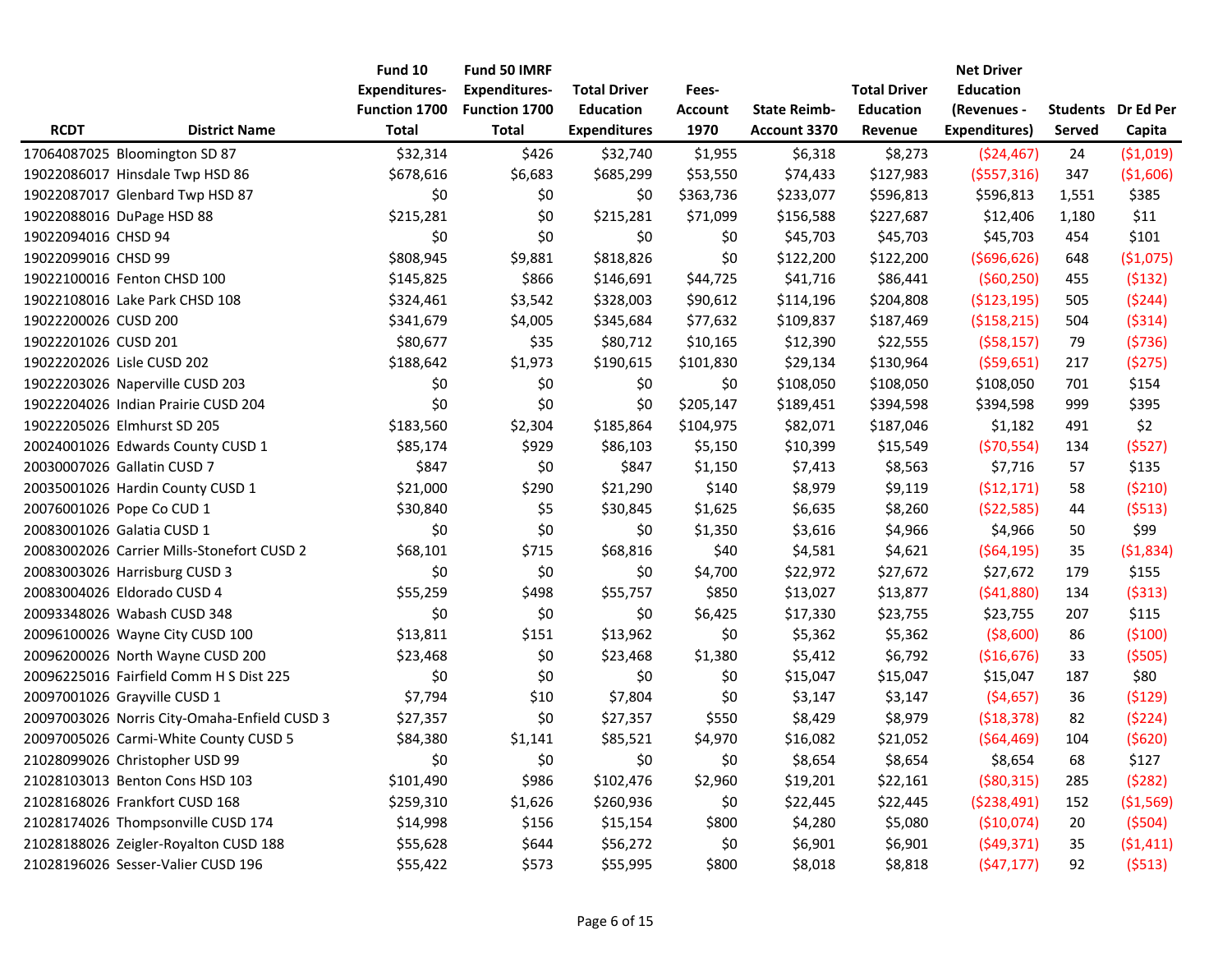| RCDT | District Name | Fund 10 Expenditures-Function 1700 Total | Fund 50 IMRF Expenditures-Function 1700 Total | Total Driver Education Expenditures | Fees-Account 1970 | State Reimb-Account 3370 | Total Driver Education Revenue | Net Driver Education (Revenues - Expenditures) | Students Served | Dr Ed Per Capita |
|---|---|---|---|---|---|---|---|---|---|---|
| 17064087025 | Bloomington SD 87 | $32,314 | $426 | $32,740 | $1,955 | $6,318 | $8,273 | ($24,467) | 24 | ($1,019) |
| 19022086017 | Hinsdale Twp HSD 86 | $678,616 | $6,683 | $685,299 | $53,550 | $74,433 | $127,983 | ($557,316) | 347 | ($1,606) |
| 19022087017 | Glenbard Twp HSD 87 | $0 | $0 | $0 | $363,736 | $233,077 | $596,813 | $596,813 | 1,551 | $385 |
| 19022088016 | DuPage HSD 88 | $215,281 | $0 | $215,281 | $71,099 | $156,588 | $227,687 | $12,406 | 1,180 | $11 |
| 19022094016 | CHSD 94 | $0 | $0 | $0 | $0 | $45,703 | $45,703 | $45,703 | 454 | $101 |
| 19022099016 | CHSD 99 | $808,945 | $9,881 | $818,826 | $0 | $122,200 | $122,200 | ($696,626) | 648 | ($1,075) |
| 19022100016 | Fenton CHSD 100 | $145,825 | $866 | $146,691 | $44,725 | $41,716 | $86,441 | ($60,250) | 455 | ($132) |
| 19022108016 | Lake Park CHSD 108 | $324,461 | $3,542 | $328,003 | $90,612 | $114,196 | $204,808 | ($123,195) | 505 | ($244) |
| 19022200026 | CUSD 200 | $341,679 | $4,005 | $345,684 | $77,632 | $109,837 | $187,469 | ($158,215) | 504 | ($314) |
| 19022201026 | CUSD 201 | $80,677 | $35 | $80,712 | $10,165 | $12,390 | $22,555 | ($58,157) | 79 | ($736) |
| 19022202026 | Lisle CUSD 202 | $188,642 | $1,973 | $190,615 | $101,830 | $29,134 | $130,964 | ($59,651) | 217 | ($275) |
| 19022203026 | Naperville CUSD 203 | $0 | $0 | $0 | $0 | $108,050 | $108,050 | $108,050 | 701 | $154 |
| 19022204026 | Indian Prairie CUSD 204 | $0 | $0 | $0 | $205,147 | $189,451 | $394,598 | $394,598 | 999 | $395 |
| 19022205026 | Elmhurst SD 205 | $183,560 | $2,304 | $185,864 | $104,975 | $82,071 | $187,046 | $1,182 | 491 | $2 |
| 20024001026 | Edwards County CUSD 1 | $85,174 | $929 | $86,103 | $5,150 | $10,399 | $15,549 | ($70,554) | 134 | ($527) |
| 20030007026 | Gallatin CUSD 7 | $847 | $0 | $847 | $1,150 | $7,413 | $8,563 | $7,716 | 57 | $135 |
| 20035001026 | Hardin County CUSD 1 | $21,000 | $290 | $21,290 | $140 | $8,979 | $9,119 | ($12,171) | 58 | ($210) |
| 20076001026 | Pope Co CUD 1 | $30,840 | $5 | $30,845 | $1,625 | $6,635 | $8,260 | ($22,585) | 44 | ($513) |
| 20083001026 | Galatia CUSD 1 | $0 | $0 | $0 | $1,350 | $3,616 | $4,966 | $4,966 | 50 | $99 |
| 20083002026 | Carrier Mills-Stonefort CUSD 2 | $68,101 | $715 | $68,816 | $40 | $4,581 | $4,621 | ($64,195) | 35 | ($1,834) |
| 20083003026 | Harrisburg CUSD 3 | $0 | $0 | $0 | $4,700 | $22,972 | $27,672 | $27,672 | 179 | $155 |
| 20083004026 | Eldorado CUSD 4 | $55,259 | $498 | $55,757 | $850 | $13,027 | $13,877 | ($41,880) | 134 | ($313) |
| 20093348026 | Wabash CUSD 348 | $0 | $0 | $0 | $6,425 | $17,330 | $23,755 | $23,755 | 207 | $115 |
| 20096100026 | Wayne City CUSD 100 | $13,811 | $151 | $13,962 | $0 | $5,362 | $5,362 | ($8,600) | 86 | ($100) |
| 20096200026 | North Wayne CUSD 200 | $23,468 | $0 | $23,468 | $1,380 | $5,412 | $6,792 | ($16,676) | 33 | ($505) |
| 20096225016 | Fairfield Comm H S Dist 225 | $0 | $0 | $0 | $0 | $15,047 | $15,047 | $15,047 | 187 | $80 |
| 20097001026 | Grayville CUSD 1 | $7,794 | $10 | $7,804 | $0 | $3,147 | $3,147 | ($4,657) | 36 | ($129) |
| 20097003026 | Norris City-Omaha-Enfield CUSD 3 | $27,357 | $0 | $27,357 | $550 | $8,429 | $8,979 | ($18,378) | 82 | ($224) |
| 20097005026 | Carmi-White County CUSD 5 | $84,380 | $1,141 | $85,521 | $4,970 | $16,082 | $21,052 | ($64,469) | 104 | ($620) |
| 21028099026 | Christopher USD 99 | $0 | $0 | $0 | $0 | $8,654 | $8,654 | $8,654 | 68 | $127 |
| 21028103013 | Benton Cons HSD 103 | $101,490 | $986 | $102,476 | $2,960 | $19,201 | $22,161 | ($80,315) | 285 | ($282) |
| 21028168026 | Frankfort CUSD 168 | $259,310 | $1,626 | $260,936 | $0 | $22,445 | $22,445 | ($238,491) | 152 | ($1,569) |
| 21028174026 | Thompsonville CUSD 174 | $14,998 | $156 | $15,154 | $800 | $4,280 | $5,080 | ($10,074) | 20 | ($504) |
| 21028188026 | Zeigler-Royalton CUSD 188 | $55,628 | $644 | $56,272 | $0 | $6,901 | $6,901 | ($49,371) | 35 | ($1,411) |
| 21028196026 | Sesser-Valier CUSD 196 | $55,422 | $573 | $55,995 | $800 | $8,018 | $8,818 | ($47,177) | 92 | ($513) |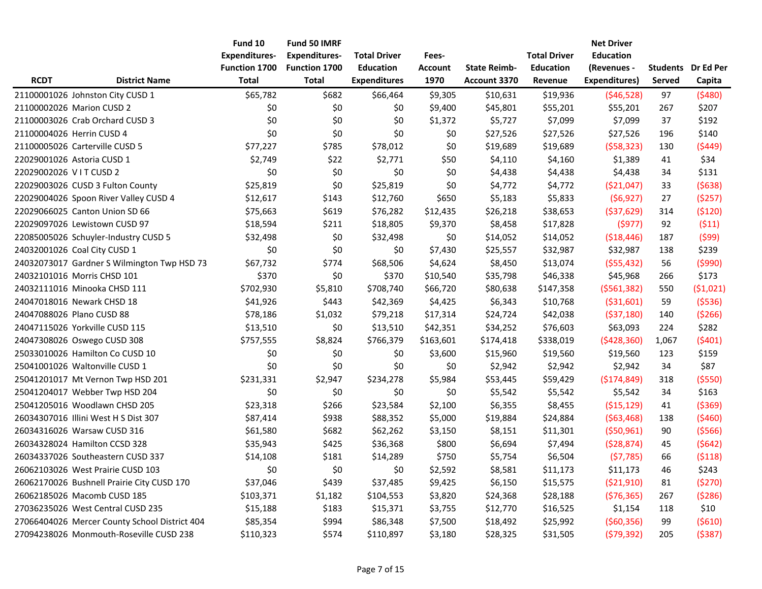| RCDT | District Name | Fund 10 Expenditures- Function 1700 Total | Fund 50 IMRF Expenditures- Function 1700 Total | Total Driver Education Expenditures | Fees- Account 1970 | State Reimb- Account 3370 | Total Driver Education Revenue | Net Driver Education (Revenues - Expenditures) | Students Served | Dr Ed Per Capita |
|---|---|---|---|---|---|---|---|---|---|---|
| 21100001026 | Johnston City CUSD 1 | $65,782 | $682 | $66,464 | $9,305 | $10,631 | $19,936 | ($46,528) | 97 | ($480) |
| 21100002026 | Marion CUSD 2 | $0 | $0 | $0 | $9,400 | $45,801 | $55,201 | $55,201 | 267 | $207 |
| 21100003026 | Crab Orchard CUSD 3 | $0 | $0 | $0 | $1,372 | $5,727 | $7,099 | $7,099 | 37 | $192 |
| 21100004026 | Herrin CUSD 4 | $0 | $0 | $0 | $0 | $27,526 | $27,526 | $27,526 | 196 | $140 |
| 21100005026 | Carterville CUSD 5 | $77,227 | $785 | $78,012 | $0 | $19,689 | $19,689 | ($58,323) | 130 | ($449) |
| 22029001026 | Astoria CUSD 1 | $2,749 | $22 | $2,771 | $50 | $4,110 | $4,160 | $1,389 | 41 | $34 |
| 22029002026 | V I T CUSD 2 | $0 | $0 | $0 | $0 | $4,438 | $4,438 | $4,438 | 34 | $131 |
| 22029003026 | CUSD 3 Fulton County | $25,819 | $0 | $25,819 | $0 | $4,772 | $4,772 | ($21,047) | 33 | ($638) |
| 22029004026 | Spoon River Valley CUSD 4 | $12,617 | $143 | $12,760 | $650 | $5,183 | $5,833 | ($6,927) | 27 | ($257) |
| 22029066025 | Canton Union SD 66 | $75,663 | $619 | $76,282 | $12,435 | $26,218 | $38,653 | ($37,629) | 314 | ($120) |
| 22029097026 | Lewistown CUSD 97 | $18,594 | $211 | $18,805 | $9,370 | $8,458 | $17,828 | ($977) | 92 | ($11) |
| 22085005026 | Schuyler-Industry CUSD 5 | $32,498 | $0 | $32,498 | $0 | $14,052 | $14,052 | ($18,446) | 187 | ($99) |
| 24032001026 | Coal City CUSD 1 | $0 | $0 | $0 | $7,430 | $25,557 | $32,987 | $32,987 | 138 | $239 |
| 24032073017 | Gardner S Wilmington Twp HSD 73 | $67,732 | $774 | $68,506 | $4,624 | $8,450 | $13,074 | ($55,432) | 56 | ($990) |
| 24032101016 | Morris CHSD 101 | $370 | $0 | $370 | $10,540 | $35,798 | $46,338 | $45,968 | 266 | $173 |
| 24032111016 | Minooka CHSD 111 | $702,930 | $5,810 | $708,740 | $66,720 | $80,638 | $147,358 | ($561,382) | 550 | ($1,021) |
| 24047018016 | Newark CHSD 18 | $41,926 | $443 | $42,369 | $4,425 | $6,343 | $10,768 | ($31,601) | 59 | ($536) |
| 24047088026 | Plano CUSD 88 | $78,186 | $1,032 | $79,218 | $17,314 | $24,724 | $42,038 | ($37,180) | 140 | ($266) |
| 24047115026 | Yorkville CUSD 115 | $13,510 | $0 | $13,510 | $42,351 | $34,252 | $76,603 | $63,093 | 224 | $282 |
| 24047308026 | Oswego CUSD 308 | $757,555 | $8,824 | $766,379 | $163,601 | $174,418 | $338,019 | ($428,360) | 1,067 | ($401) |
| 25033010026 | Hamilton Co CUSD 10 | $0 | $0 | $0 | $3,600 | $15,960 | $19,560 | $19,560 | 123 | $159 |
| 25041001026 | Waltonville CUSD 1 | $0 | $0 | $0 | $0 | $2,942 | $2,942 | $2,942 | 34 | $87 |
| 25041201017 | Mt Vernon Twp HSD 201 | $231,331 | $2,947 | $234,278 | $5,984 | $53,445 | $59,429 | ($174,849) | 318 | ($550) |
| 25041204017 | Webber Twp HSD 204 | $0 | $0 | $0 | $0 | $5,542 | $5,542 | $5,542 | 34 | $163 |
| 25041205016 | Woodlawn CHSD 205 | $23,318 | $266 | $23,584 | $2,100 | $6,355 | $8,455 | ($15,129) | 41 | ($369) |
| 26034307016 | Illini West H S Dist 307 | $87,414 | $938 | $88,352 | $5,000 | $19,884 | $24,884 | ($63,468) | 138 | ($460) |
| 26034316026 | Warsaw CUSD 316 | $61,580 | $682 | $62,262 | $3,150 | $8,151 | $11,301 | ($50,961) | 90 | ($566) |
| 26034328024 | Hamilton CCSD 328 | $35,943 | $425 | $36,368 | $800 | $6,694 | $7,494 | ($28,874) | 45 | ($642) |
| 26034337026 | Southeastern CUSD 337 | $14,108 | $181 | $14,289 | $750 | $5,754 | $6,504 | ($7,785) | 66 | ($118) |
| 26062103026 | West Prairie CUSD 103 | $0 | $0 | $0 | $2,592 | $8,581 | $11,173 | $11,173 | 46 | $243 |
| 26062170026 | Bushnell Prairie City CUSD 170 | $37,046 | $439 | $37,485 | $9,425 | $6,150 | $15,575 | ($21,910) | 81 | ($270) |
| 26062185026 | Macomb CUSD 185 | $103,371 | $1,182 | $104,553 | $3,820 | $24,368 | $28,188 | ($76,365) | 267 | ($286) |
| 27036235026 | West Central CUSD 235 | $15,188 | $183 | $15,371 | $3,755 | $12,770 | $16,525 | $1,154 | 118 | $10 |
| 27066404026 | Mercer County School District 404 | $85,354 | $994 | $86,348 | $7,500 | $18,492 | $25,992 | ($60,356) | 99 | ($610) |
| 27094238026 | Monmouth-Roseville CUSD 238 | $110,323 | $574 | $110,897 | $3,180 | $28,325 | $31,505 | ($79,392) | 205 | ($387) |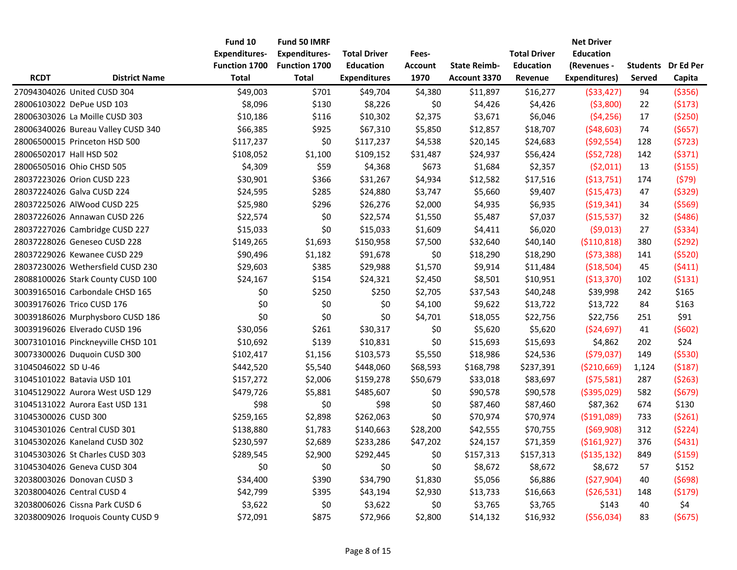| RCDT | District Name | Fund 10 Expenditures- Function 1700 Total | Fund 50 IMRF Expenditures- Function 1700 Total | Total Driver Education Expenditures | Fees- Account 1970 | State Reimb- Account 3370 | Total Driver Education Revenue | Net Driver Education (Revenues - Expenditures) | Students Served | Dr Ed Per Capita |
|---|---|---|---|---|---|---|---|---|---|---|
| 27094304026 | United CUSD 304 | $49,003 | $701 | $49,704 | $4,380 | $11,897 | $16,277 | ($33,427) | 94 | ($356) |
| 28006103022 | DePue USD 103 | $8,096 | $130 | $8,226 | $0 | $4,426 | $4,426 | ($3,800) | 22 | ($173) |
| 28006303026 | La Moille CUSD 303 | $10,186 | $116 | $10,302 | $2,375 | $3,671 | $6,046 | ($4,256) | 17 | ($250) |
| 28006340026 | Bureau Valley CUSD 340 | $66,385 | $925 | $67,310 | $5,850 | $12,857 | $18,707 | ($48,603) | 74 | ($657) |
| 28006500015 | Princeton HSD 500 | $117,237 | $0 | $117,237 | $4,538 | $20,145 | $24,683 | ($92,554) | 128 | ($723) |
| 28006502017 | Hall HSD 502 | $108,052 | $1,100 | $109,152 | $31,487 | $24,937 | $56,424 | ($52,728) | 142 | ($371) |
| 28006505016 | Ohio CHSD 505 | $4,309 | $59 | $4,368 | $673 | $1,684 | $2,357 | ($2,011) | 13 | ($155) |
| 28037223026 | Orion CUSD 223 | $30,901 | $366 | $31,267 | $4,934 | $12,582 | $17,516 | ($13,751) | 174 | ($79) |
| 28037224026 | Galva CUSD 224 | $24,595 | $285 | $24,880 | $3,747 | $5,660 | $9,407 | ($15,473) | 47 | ($329) |
| 28037225026 | AlWood CUSD 225 | $25,980 | $296 | $26,276 | $2,000 | $4,935 | $6,935 | ($19,341) | 34 | ($569) |
| 28037226026 | Annawan CUSD 226 | $22,574 | $0 | $22,574 | $1,550 | $5,487 | $7,037 | ($15,537) | 32 | ($486) |
| 28037227026 | Cambridge CUSD 227 | $15,033 | $0 | $15,033 | $1,609 | $4,411 | $6,020 | ($9,013) | 27 | ($334) |
| 28037228026 | Geneseo CUSD 228 | $149,265 | $1,693 | $150,958 | $7,500 | $32,640 | $40,140 | ($110,818) | 380 | ($292) |
| 28037229026 | Kewanee CUSD 229 | $90,496 | $1,182 | $91,678 | $0 | $18,290 | $18,290 | ($73,388) | 141 | ($520) |
| 28037230026 | Wethersfield CUSD 230 | $29,603 | $385 | $29,988 | $1,570 | $9,914 | $11,484 | ($18,504) | 45 | ($411) |
| 28088100026 | Stark County CUSD 100 | $24,167 | $154 | $24,321 | $2,450 | $8,501 | $10,951 | ($13,370) | 102 | ($131) |
| 30039165016 | Carbondale CHSD 165 | $0 | $250 | $250 | $2,705 | $37,543 | $40,248 | $39,998 | 242 | $165 |
| 30039176026 | Trico CUSD 176 | $0 | $0 | $0 | $4,100 | $9,622 | $13,722 | $13,722 | 84 | $163 |
| 30039186026 | Murphysboro CUSD 186 | $0 | $0 | $0 | $4,701 | $18,055 | $22,756 | $22,756 | 251 | $91 |
| 30039196026 | Elverado CUSD 196 | $30,056 | $261 | $30,317 | $0 | $5,620 | $5,620 | ($24,697) | 41 | ($602) |
| 30073101016 | Pinckneyville CHSD 101 | $10,692 | $139 | $10,831 | $0 | $15,693 | $15,693 | $4,862 | 202 | $24 |
| 30073300026 | Duquoin CUSD 300 | $102,417 | $1,156 | $103,573 | $5,550 | $18,986 | $24,536 | ($79,037) | 149 | ($530) |
| 31045046022 | SD U-46 | $442,520 | $5,540 | $448,060 | $68,593 | $168,798 | $237,391 | ($210,669) | 1,124 | ($187) |
| 31045101022 | Batavia USD 101 | $157,272 | $2,006 | $159,278 | $50,679 | $33,018 | $83,697 | ($75,581) | 287 | ($263) |
| 31045129022 | Aurora West USD 129 | $479,726 | $5,881 | $485,607 | $0 | $90,578 | $90,578 | ($395,029) | 582 | ($679) |
| 31045131022 | Aurora East USD 131 | $98 | $0 | $98 | $0 | $87,460 | $87,460 | $87,362 | 674 | $130 |
| 31045300026 | CUSD 300 | $259,165 | $2,898 | $262,063 | $0 | $70,974 | $70,974 | ($191,089) | 733 | ($261) |
| 31045301026 | Central CUSD 301 | $138,880 | $1,783 | $140,663 | $28,200 | $42,555 | $70,755 | ($69,908) | 312 | ($224) |
| 31045302026 | Kaneland CUSD 302 | $230,597 | $2,689 | $233,286 | $47,202 | $24,157 | $71,359 | ($161,927) | 376 | ($431) |
| 31045303026 | St Charles CUSD 303 | $289,545 | $2,900 | $292,445 | $0 | $157,313 | $157,313 | ($135,132) | 849 | ($159) |
| 31045304026 | Geneva CUSD 304 | $0 | $0 | $0 | $0 | $8,672 | $8,672 | $8,672 | 57 | $152 |
| 32038003026 | Donovan CUSD 3 | $34,400 | $390 | $34,790 | $1,830 | $5,056 | $6,886 | ($27,904) | 40 | ($698) |
| 32038004026 | Central CUSD 4 | $42,799 | $395 | $43,194 | $2,930 | $13,733 | $16,663 | ($26,531) | 148 | ($179) |
| 32038006026 | Cissna Park CUSD 6 | $3,622 | $0 | $3,622 | $0 | $3,765 | $3,765 | $143 | 40 | $4 |
| 32038009026 | Iroquois County CUSD 9 | $72,091 | $875 | $72,966 | $2,800 | $14,132 | $16,932 | ($56,034) | 83 | ($675) |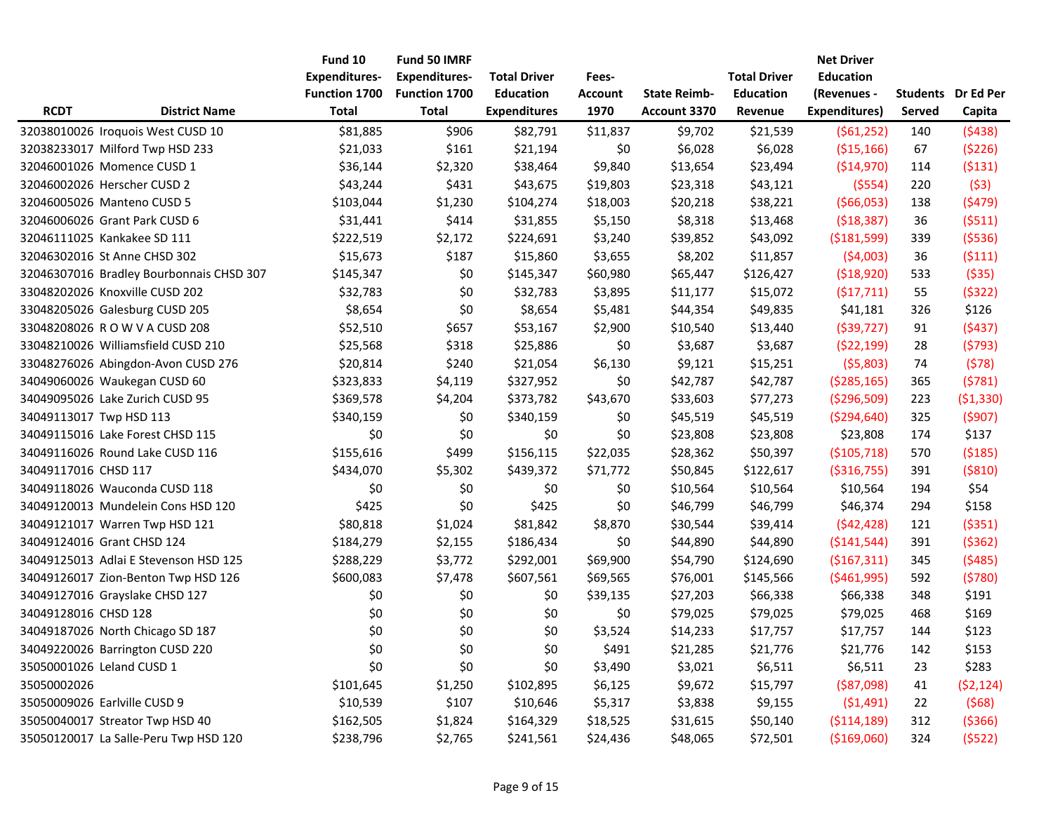| RCDT | District Name | Fund 10 Expenditures-Function 1700 Total | Fund 50 IMRF Expenditures-Function 1700 Total | Total Driver Education Expenditures | Fees-Account 1970 | State Reimb-Account 3370 | Total Driver Education Revenue | Net Driver Education (Revenues - Expenditures) | Students Served | Dr Ed Per Capita |
|---|---|---|---|---|---|---|---|---|---|---|
| 32038010026 | Iroquois West CUSD 10 | $81,885 | $906 | $82,791 | $11,837 | $9,702 | $21,539 | ($61,252) | 140 | ($438) |
| 32038233017 | Milford Twp HSD 233 | $21,033 | $161 | $21,194 | $0 | $6,028 | $6,028 | ($15,166) | 67 | ($226) |
| 32046001026 | Momence CUSD 1 | $36,144 | $2,320 | $38,464 | $9,840 | $13,654 | $23,494 | ($14,970) | 114 | ($131) |
| 32046002026 | Herscher CUSD 2 | $43,244 | $431 | $43,675 | $19,803 | $23,318 | $43,121 | ($554) | 220 | ($3) |
| 32046005026 | Manteno CUSD 5 | $103,044 | $1,230 | $104,274 | $18,003 | $20,218 | $38,221 | ($66,053) | 138 | ($479) |
| 32046006026 | Grant Park CUSD 6 | $31,441 | $414 | $31,855 | $5,150 | $8,318 | $13,468 | ($18,387) | 36 | ($511) |
| 32046111025 | Kankakee SD 111 | $222,519 | $2,172 | $224,691 | $3,240 | $39,852 | $43,092 | ($181,599) | 339 | ($536) |
| 32046302016 | St Anne CHSD 302 | $15,673 | $187 | $15,860 | $3,655 | $8,202 | $11,857 | ($4,003) | 36 | ($111) |
| 32046307016 | Bradley Bourbonnais CHSD 307 | $145,347 | $0 | $145,347 | $60,980 | $65,447 | $126,427 | ($18,920) | 533 | ($35) |
| 33048202026 | Knoxville CUSD 202 | $32,783 | $0 | $32,783 | $3,895 | $11,177 | $15,072 | ($17,711) | 55 | ($322) |
| 33048205026 | Galesburg CUSD 205 | $8,654 | $0 | $8,654 | $5,481 | $44,354 | $49,835 | $41,181 | 326 | $126 |
| 33048208026 | R O W V A CUSD 208 | $52,510 | $657 | $53,167 | $2,900 | $10,540 | $13,440 | ($39,727) | 91 | ($437) |
| 33048210026 | Williamsfield CUSD 210 | $25,568 | $318 | $25,886 | $0 | $3,687 | $3,687 | ($22,199) | 28 | ($793) |
| 33048276026 | Abingdon-Avon CUSD 276 | $20,814 | $240 | $21,054 | $6,130 | $9,121 | $15,251 | ($5,803) | 74 | ($78) |
| 34049060026 | Waukegan CUSD 60 | $323,833 | $4,119 | $327,952 | $0 | $42,787 | $42,787 | ($285,165) | 365 | ($781) |
| 34049095026 | Lake Zurich CUSD 95 | $369,578 | $4,204 | $373,782 | $43,670 | $33,603 | $77,273 | ($296,509) | 223 | ($1,330) |
| 34049113017 | Twp HSD 113 | $340,159 | $0 | $340,159 | $0 | $45,519 | $45,519 | ($294,640) | 325 | ($907) |
| 34049115016 | Lake Forest CHSD 115 | $0 | $0 | $0 | $0 | $23,808 | $23,808 | $23,808 | 174 | $137 |
| 34049116026 | Round Lake CUSD 116 | $155,616 | $499 | $156,115 | $22,035 | $28,362 | $50,397 | ($105,718) | 570 | ($185) |
| 34049117016 | CHSD 117 | $434,070 | $5,302 | $439,372 | $71,772 | $50,845 | $122,617 | ($316,755) | 391 | ($810) |
| 34049118026 | Wauconda CUSD 118 | $0 | $0 | $0 | $0 | $10,564 | $10,564 | $10,564 | 194 | $54 |
| 34049120013 | Mundelein Cons HSD 120 | $425 | $0 | $425 | $0 | $46,799 | $46,799 | $46,374 | 294 | $158 |
| 34049121017 | Warren Twp HSD 121 | $80,818 | $1,024 | $81,842 | $8,870 | $30,544 | $39,414 | ($42,428) | 121 | ($351) |
| 34049124016 | Grant CHSD 124 | $184,279 | $2,155 | $186,434 | $0 | $44,890 | $44,890 | ($141,544) | 391 | ($362) |
| 34049125013 | Adlai E Stevenson HSD 125 | $288,229 | $3,772 | $292,001 | $69,900 | $54,790 | $124,690 | ($167,311) | 345 | ($485) |
| 34049126017 | Zion-Benton Twp HSD 126 | $600,083 | $7,478 | $607,561 | $69,565 | $76,001 | $145,566 | ($461,995) | 592 | ($780) |
| 34049127016 | Grayslake CHSD 127 | $0 | $0 | $0 | $39,135 | $27,203 | $66,338 | $66,338 | 348 | $191 |
| 34049128016 | CHSD 128 | $0 | $0 | $0 | $0 | $79,025 | $79,025 | $79,025 | 468 | $169 |
| 34049187026 | North Chicago SD 187 | $0 | $0 | $0 | $3,524 | $14,233 | $17,757 | $17,757 | 144 | $123 |
| 34049220026 | Barrington CUSD 220 | $0 | $0 | $0 | $491 | $21,285 | $21,776 | $21,776 | 142 | $153 |
| 35050001026 | Leland CUSD 1 | $0 | $0 | $0 | $3,490 | $3,021 | $6,511 | $6,511 | 23 | $283 |
| 35050002026 | | $101,645 | $1,250 | $102,895 | $6,125 | $9,672 | $15,797 | ($87,098) | 41 | ($2,124) |
| 35050009026 | Earlville CUSD 9 | $10,539 | $107 | $10,646 | $5,317 | $3,838 | $9,155 | ($1,491) | 22 | ($68) |
| 35050040017 | Streator Twp HSD 40 | $162,505 | $1,824 | $164,329 | $18,525 | $31,615 | $50,140 | ($114,189) | 312 | ($366) |
| 35050120017 | La Salle-Peru Twp HSD 120 | $238,796 | $2,765 | $241,561 | $24,436 | $48,065 | $72,501 | ($169,060) | 324 | ($522) |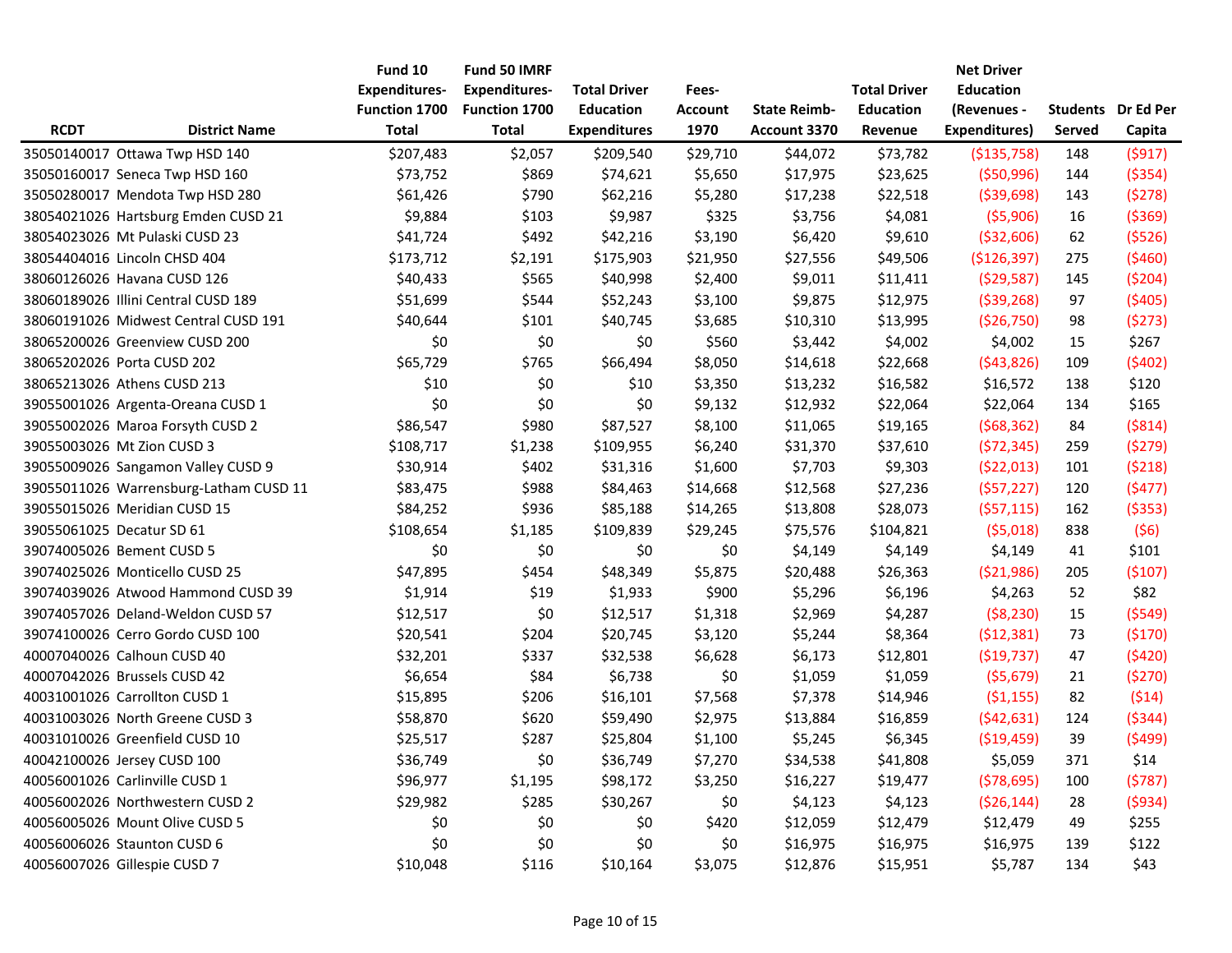| RCDT | District Name | Fund 10 Expenditures- Function 1700 Total | Fund 50 IMRF Expenditures- Function 1700 Total | Total Driver Education Expenditures | Fees- Account 1970 | State Reimb- Account 3370 | Total Driver Education Revenue | Net Driver Education (Revenues - Expenditures) | Students Served | Dr Ed Per Capita |
|---|---|---|---|---|---|---|---|---|---|---|
| 35050140017 | Ottawa Twp HSD 140 | $207,483 | $2,057 | $209,540 | $29,710 | $44,072 | $73,782 | ($135,758) | 148 | ($917) |
| 35050160017 | Seneca Twp HSD 160 | $73,752 | $869 | $74,621 | $5,650 | $17,975 | $23,625 | ($50,996) | 144 | ($354) |
| 35050280017 | Mendota Twp HSD 280 | $61,426 | $790 | $62,216 | $5,280 | $17,238 | $22,518 | ($39,698) | 143 | ($278) |
| 38054021026 | Hartsburg Emden CUSD 21 | $9,884 | $103 | $9,987 | $325 | $3,756 | $4,081 | ($5,906) | 16 | ($369) |
| 38054023026 | Mt Pulaski CUSD 23 | $41,724 | $492 | $42,216 | $3,190 | $6,420 | $9,610 | ($32,606) | 62 | ($526) |
| 38054404016 | Lincoln CHSD 404 | $173,712 | $2,191 | $175,903 | $21,950 | $27,556 | $49,506 | ($126,397) | 275 | ($460) |
| 38060126026 | Havana CUSD 126 | $40,433 | $565 | $40,998 | $2,400 | $9,011 | $11,411 | ($29,587) | 145 | ($204) |
| 38060189026 | Illini Central CUSD 189 | $51,699 | $544 | $52,243 | $3,100 | $9,875 | $12,975 | ($39,268) | 97 | ($405) |
| 38060191026 | Midwest Central CUSD 191 | $40,644 | $101 | $40,745 | $3,685 | $10,310 | $13,995 | ($26,750) | 98 | ($273) |
| 38065200026 | Greenview CUSD 200 | $0 | $0 | $0 | $560 | $3,442 | $4,002 | $4,002 | 15 | $267 |
| 38065202026 | Porta CUSD 202 | $65,729 | $765 | $66,494 | $8,050 | $14,618 | $22,668 | ($43,826) | 109 | ($402) |
| 38065213026 | Athens CUSD 213 | $10 | $0 | $10 | $3,350 | $13,232 | $16,582 | $16,572 | 138 | $120 |
| 39055001026 | Argenta-Oreana CUSD 1 | $0 | $0 | $0 | $9,132 | $12,932 | $22,064 | $22,064 | 134 | $165 |
| 39055002026 | Maroa Forsyth CUSD 2 | $86,547 | $980 | $87,527 | $8,100 | $11,065 | $19,165 | ($68,362) | 84 | ($814) |
| 39055003026 | Mt Zion CUSD 3 | $108,717 | $1,238 | $109,955 | $6,240 | $31,370 | $37,610 | ($72,345) | 259 | ($279) |
| 39055009026 | Sangamon Valley CUSD 9 | $30,914 | $402 | $31,316 | $1,600 | $7,703 | $9,303 | ($22,013) | 101 | ($218) |
| 39055011026 | Warrensburg-Latham CUSD 11 | $83,475 | $988 | $84,463 | $14,668 | $12,568 | $27,236 | ($57,227) | 120 | ($477) |
| 39055015026 | Meridian CUSD 15 | $84,252 | $936 | $85,188 | $14,265 | $13,808 | $28,073 | ($57,115) | 162 | ($353) |
| 39055061025 | Decatur SD 61 | $108,654 | $1,185 | $109,839 | $29,245 | $75,576 | $104,821 | ($5,018) | 838 | ($6) |
| 39074005026 | Bement CUSD 5 | $0 | $0 | $0 | $0 | $4,149 | $4,149 | $4,149 | 41 | $101 |
| 39074025026 | Monticello CUSD 25 | $47,895 | $454 | $48,349 | $5,875 | $20,488 | $26,363 | ($21,986) | 205 | ($107) |
| 39074039026 | Atwood Hammond CUSD 39 | $1,914 | $19 | $1,933 | $900 | $5,296 | $6,196 | $4,263 | 52 | $82 |
| 39074057026 | Deland-Weldon CUSD 57 | $12,517 | $0 | $12,517 | $1,318 | $2,969 | $4,287 | ($8,230) | 15 | ($549) |
| 39074100026 | Cerro Gordo CUSD 100 | $20,541 | $204 | $20,745 | $3,120 | $5,244 | $8,364 | ($12,381) | 73 | ($170) |
| 40007040026 | Calhoun CUSD 40 | $32,201 | $337 | $32,538 | $6,628 | $6,173 | $12,801 | ($19,737) | 47 | ($420) |
| 40007042026 | Brussels CUSD 42 | $6,654 | $84 | $6,738 | $0 | $1,059 | $1,059 | ($5,679) | 21 | ($270) |
| 40031001026 | Carrollton CUSD 1 | $15,895 | $206 | $16,101 | $7,568 | $7,378 | $14,946 | ($1,155) | 82 | ($14) |
| 40031003026 | North Greene CUSD 3 | $58,870 | $620 | $59,490 | $2,975 | $13,884 | $16,859 | ($42,631) | 124 | ($344) |
| 40031010026 | Greenfield CUSD 10 | $25,517 | $287 | $25,804 | $1,100 | $5,245 | $6,345 | ($19,459) | 39 | ($499) |
| 40042100026 | Jersey CUSD 100 | $36,749 | $0 | $36,749 | $7,270 | $34,538 | $41,808 | $5,059 | 371 | $14 |
| 40056001026 | Carlinville CUSD 1 | $96,977 | $1,195 | $98,172 | $3,250 | $16,227 | $19,477 | ($78,695) | 100 | ($787) |
| 40056002026 | Northwestern CUSD 2 | $29,982 | $285 | $30,267 | $0 | $4,123 | $4,123 | ($26,144) | 28 | ($934) |
| 40056005026 | Mount Olive CUSD 5 | $0 | $0 | $0 | $420 | $12,059 | $12,479 | $12,479 | 49 | $255 |
| 40056006026 | Staunton CUSD 6 | $0 | $0 | $0 | $0 | $16,975 | $16,975 | $16,975 | 139 | $122 |
| 40056007026 | Gillespie CUSD 7 | $10,048 | $116 | $10,164 | $3,075 | $12,876 | $15,951 | $5,787 | 134 | $43 |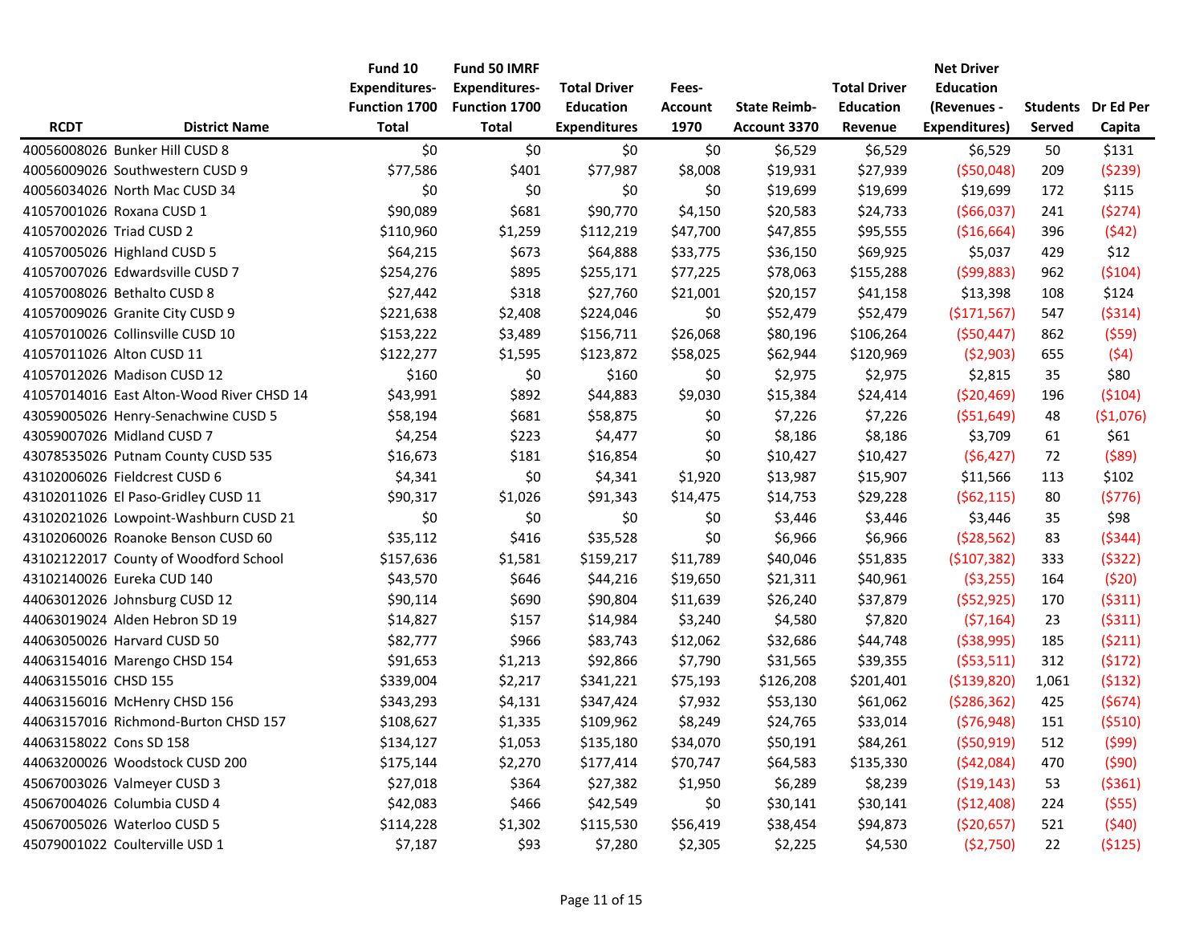| RCDT | District Name | Fund 10 Expenditures-Function 1700 Total | Fund 50 IMRF Expenditures-Function 1700 Total | Total Driver Education Expenditures | Fees-Account 1970 | State Reimb-Account 3370 | Total Driver Education Revenue | Net Driver Education (Revenues - Expenditures) | Students Served | Dr Ed Per Capita |
|---|---|---|---|---|---|---|---|---|---|---|
| 40056008026 | Bunker Hill CUSD 8 | $0 | $0 | $0 | $0 | $6,529 | $6,529 | $6,529 | 50 | $131 |
| 40056009026 | Southwestern CUSD 9 | $77,586 | $401 | $77,987 | $8,008 | $19,931 | $27,939 | ($50,048) | 209 | ($239) |
| 40056034026 | North Mac CUSD 34 | $0 | $0 | $0 | $0 | $19,699 | $19,699 | $19,699 | 172 | $115 |
| 41057001026 | Roxana CUSD 1 | $90,089 | $681 | $90,770 | $4,150 | $20,583 | $24,733 | ($66,037) | 241 | ($274) |
| 41057002026 | Triad CUSD 2 | $110,960 | $1,259 | $112,219 | $47,700 | $47,855 | $95,555 | ($16,664) | 396 | ($42) |
| 41057005026 | Highland CUSD 5 | $64,215 | $673 | $64,888 | $33,775 | $36,150 | $69,925 | $5,037 | 429 | $12 |
| 41057007026 | Edwardsville CUSD 7 | $254,276 | $895 | $255,171 | $77,225 | $78,063 | $155,288 | ($99,883) | 962 | ($104) |
| 41057008026 | Bethalto CUSD 8 | $27,442 | $318 | $27,760 | $21,001 | $20,157 | $41,158 | $13,398 | 108 | $124 |
| 41057009026 | Granite City CUSD 9 | $221,638 | $2,408 | $224,046 | $0 | $52,479 | $52,479 | ($171,567) | 547 | ($314) |
| 41057010026 | Collinsville CUSD 10 | $153,222 | $3,489 | $156,711 | $26,068 | $80,196 | $106,264 | ($50,447) | 862 | ($59) |
| 41057011026 | Alton CUSD 11 | $122,277 | $1,595 | $123,872 | $58,025 | $62,944 | $120,969 | ($2,903) | 655 | ($4) |
| 41057012026 | Madison CUSD 12 | $160 | $0 | $160 | $0 | $2,975 | $2,975 | $2,815 | 35 | $80 |
| 41057014016 | East Alton-Wood River CHSD 14 | $43,991 | $892 | $44,883 | $9,030 | $15,384 | $24,414 | ($20,469) | 196 | ($104) |
| 43059005026 | Henry-Senachwine CUSD 5 | $58,194 | $681 | $58,875 | $0 | $7,226 | $7,226 | ($51,649) | 48 | ($1,076) |
| 43059007026 | Midland CUSD 7 | $4,254 | $223 | $4,477 | $0 | $8,186 | $8,186 | $3,709 | 61 | $61 |
| 43078535026 | Putnam County CUSD 535 | $16,673 | $181 | $16,854 | $0 | $10,427 | $10,427 | ($6,427) | 72 | ($89) |
| 43102006026 | Fieldcrest CUSD 6 | $4,341 | $0 | $4,341 | $1,920 | $13,987 | $15,907 | $11,566 | 113 | $102 |
| 43102011026 | El Paso-Gridley CUSD 11 | $90,317 | $1,026 | $91,343 | $14,475 | $14,753 | $29,228 | ($62,115) | 80 | ($776) |
| 43102021026 | Lowpoint-Washburn CUSD 21 | $0 | $0 | $0 | $0 | $3,446 | $3,446 | $3,446 | 35 | $98 |
| 43102060026 | Roanoke Benson CUSD 60 | $35,112 | $416 | $35,528 | $0 | $6,966 | $6,966 | ($28,562) | 83 | ($344) |
| 43102122017 | County of Woodford School | $157,636 | $1,581 | $159,217 | $11,789 | $40,046 | $51,835 | ($107,382) | 333 | ($322) |
| 43102140026 | Eureka CUD 140 | $43,570 | $646 | $44,216 | $19,650 | $21,311 | $40,961 | ($3,255) | 164 | ($20) |
| 44063012026 | Johnsburg CUSD 12 | $90,114 | $690 | $90,804 | $11,639 | $26,240 | $37,879 | ($52,925) | 170 | ($311) |
| 44063019024 | Alden Hebron SD 19 | $14,827 | $157 | $14,984 | $3,240 | $4,580 | $7,820 | ($7,164) | 23 | ($311) |
| 44063050026 | Harvard CUSD 50 | $82,777 | $966 | $83,743 | $12,062 | $32,686 | $44,748 | ($38,995) | 185 | ($211) |
| 44063154016 | Marengo CHSD 154 | $91,653 | $1,213 | $92,866 | $7,790 | $31,565 | $39,355 | ($53,511) | 312 | ($172) |
| 44063155016 | CHSD 155 | $339,004 | $2,217 | $341,221 | $75,193 | $126,208 | $201,401 | ($139,820) | 1,061 | ($132) |
| 44063156016 | McHenry CHSD 156 | $343,293 | $4,131 | $347,424 | $7,932 | $53,130 | $61,062 | ($286,362) | 425 | ($674) |
| 44063157016 | Richmond-Burton CHSD 157 | $108,627 | $1,335 | $109,962 | $8,249 | $24,765 | $33,014 | ($76,948) | 151 | ($510) |
| 44063158022 | Cons SD 158 | $134,127 | $1,053 | $135,180 | $34,070 | $50,191 | $84,261 | ($50,919) | 512 | ($99) |
| 44063200026 | Woodstock CUSD 200 | $175,144 | $2,270 | $177,414 | $70,747 | $64,583 | $135,330 | ($42,084) | 470 | ($90) |
| 45067003026 | Valmeyer CUSD 3 | $27,018 | $364 | $27,382 | $1,950 | $6,289 | $8,239 | ($19,143) | 53 | ($361) |
| 45067004026 | Columbia CUSD 4 | $42,083 | $466 | $42,549 | $0 | $30,141 | $30,141 | ($12,408) | 224 | ($55) |
| 45067005026 | Waterloo CUSD 5 | $114,228 | $1,302 | $115,530 | $56,419 | $38,454 | $94,873 | ($20,657) | 521 | ($40) |
| 45079001022 | Coulterville USD 1 | $7,187 | $93 | $7,280 | $2,305 | $2,225 | $4,530 | ($2,750) | 22 | ($125) |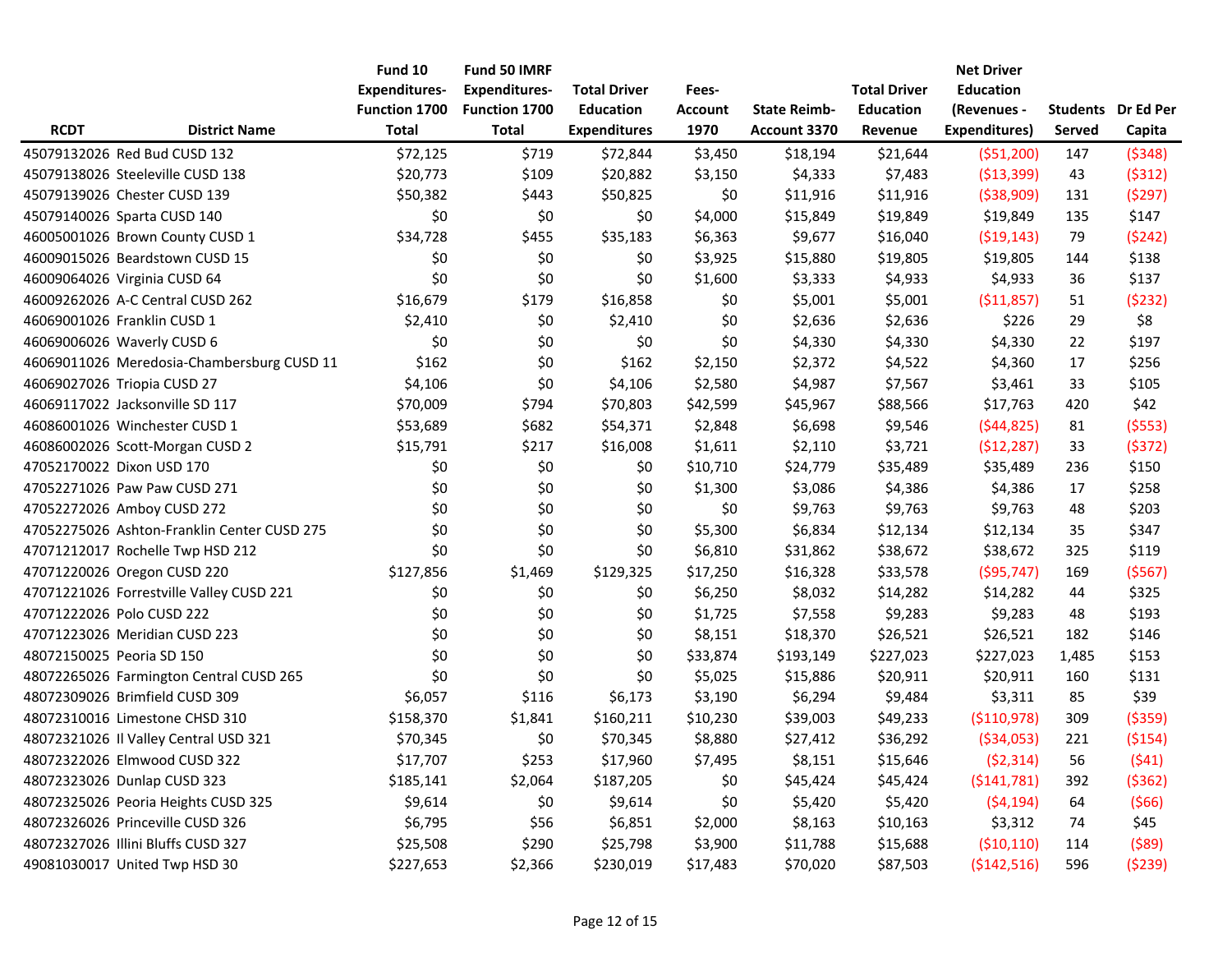| RCDT | District Name | Fund 10 Expenditures- Function 1700 Total | Fund 50 IMRF Expenditures- Function 1700 Total | Total Driver Education Expenditures | Fees- Account 1970 | State Reimb- Account 3370 | Total Driver Education Revenue | Net Driver Education (Revenues - Expenditures) | Students Served | Dr Ed Per Capita |
|---|---|---|---|---|---|---|---|---|---|---|
| 45079132026 | Red Bud CUSD 132 | $72,125 | $719 | $72,844 | $3,450 | $18,194 | $21,644 | ($51,200) | 147 | ($348) |
| 45079138026 | Steeleville CUSD 138 | $20,773 | $109 | $20,882 | $3,150 | $4,333 | $7,483 | ($13,399) | 43 | ($312) |
| 45079139026 | Chester CUSD 139 | $50,382 | $443 | $50,825 | $0 | $11,916 | $11,916 | ($38,909) | 131 | ($297) |
| 45079140026 | Sparta CUSD 140 | $0 | $0 | $0 | $4,000 | $15,849 | $19,849 | $19,849 | 135 | $147 |
| 46005001026 | Brown County CUSD 1 | $34,728 | $455 | $35,183 | $6,363 | $9,677 | $16,040 | ($19,143) | 79 | ($242) |
| 46009015026 | Beardstown CUSD 15 | $0 | $0 | $0 | $3,925 | $15,880 | $19,805 | $19,805 | 144 | $138 |
| 46009064026 | Virginia CUSD 64 | $0 | $0 | $0 | $1,600 | $3,333 | $4,933 | $4,933 | 36 | $137 |
| 46009262026 | A-C Central CUSD 262 | $16,679 | $179 | $16,858 | $0 | $5,001 | $5,001 | ($11,857) | 51 | ($232) |
| 46069001026 | Franklin CUSD 1 | $2,410 | $0 | $2,410 | $0 | $2,636 | $2,636 | $226 | 29 | $8 |
| 46069006026 | Waverly CUSD 6 | $0 | $0 | $0 | $0 | $4,330 | $4,330 | $4,330 | 22 | $197 |
| 46069011026 | Meredosia-Chambersburg CUSD 11 | $162 | $0 | $162 | $2,150 | $2,372 | $4,522 | $4,360 | 17 | $256 |
| 46069027026 | Triopia CUSD 27 | $4,106 | $0 | $4,106 | $2,580 | $4,987 | $7,567 | $3,461 | 33 | $105 |
| 46069117022 | Jacksonville SD 117 | $70,009 | $794 | $70,803 | $42,599 | $45,967 | $88,566 | $17,763 | 420 | $42 |
| 46086001026 | Winchester CUSD 1 | $53,689 | $682 | $54,371 | $2,848 | $6,698 | $9,546 | ($44,825) | 81 | ($553) |
| 46086002026 | Scott-Morgan CUSD 2 | $15,791 | $217 | $16,008 | $1,611 | $2,110 | $3,721 | ($12,287) | 33 | ($372) |
| 47052170022 | Dixon USD 170 | $0 | $0 | $0 | $10,710 | $24,779 | $35,489 | $35,489 | 236 | $150 |
| 47052271026 | Paw Paw CUSD 271 | $0 | $0 | $0 | $1,300 | $3,086 | $4,386 | $4,386 | 17 | $258 |
| 47052272026 | Amboy CUSD 272 | $0 | $0 | $0 | $0 | $9,763 | $9,763 | $9,763 | 48 | $203 |
| 47052275026 | Ashton-Franklin Center CUSD 275 | $0 | $0 | $0 | $5,300 | $6,834 | $12,134 | $12,134 | 35 | $347 |
| 47071212017 | Rochelle Twp HSD 212 | $0 | $0 | $0 | $6,810 | $31,862 | $38,672 | $38,672 | 325 | $119 |
| 47071220026 | Oregon CUSD 220 | $127,856 | $1,469 | $129,325 | $17,250 | $16,328 | $33,578 | ($95,747) | 169 | ($567) |
| 47071221026 | Forrestville Valley CUSD 221 | $0 | $0 | $0 | $6,250 | $8,032 | $14,282 | $14,282 | 44 | $325 |
| 47071222026 | Polo CUSD 222 | $0 | $0 | $0 | $1,725 | $7,558 | $9,283 | $9,283 | 48 | $193 |
| 47071223026 | Meridian CUSD 223 | $0 | $0 | $0 | $8,151 | $18,370 | $26,521 | $26,521 | 182 | $146 |
| 48072150025 | Peoria SD 150 | $0 | $0 | $0 | $33,874 | $193,149 | $227,023 | $227,023 | 1,485 | $153 |
| 48072265026 | Farmington Central CUSD 265 | $0 | $0 | $0 | $5,025 | $15,886 | $20,911 | $20,911 | 160 | $131 |
| 48072309026 | Brimfield CUSD 309 | $6,057 | $116 | $6,173 | $3,190 | $6,294 | $9,484 | $3,311 | 85 | $39 |
| 48072310016 | Limestone CHSD 310 | $158,370 | $1,841 | $160,211 | $10,230 | $39,003 | $49,233 | ($110,978) | 309 | ($359) |
| 48072321026 | Il Valley Central USD 321 | $70,345 | $0 | $70,345 | $8,880 | $27,412 | $36,292 | ($34,053) | 221 | ($154) |
| 48072322026 | Elmwood CUSD 322 | $17,707 | $253 | $17,960 | $7,495 | $8,151 | $15,646 | ($2,314) | 56 | ($41) |
| 48072323026 | Dunlap CUSD 323 | $185,141 | $2,064 | $187,205 | $0 | $45,424 | $45,424 | ($141,781) | 392 | ($362) |
| 48072325026 | Peoria Heights CUSD 325 | $9,614 | $0 | $9,614 | $0 | $5,420 | $5,420 | ($4,194) | 64 | ($66) |
| 48072326026 | Princeville CUSD 326 | $6,795 | $56 | $6,851 | $2,000 | $8,163 | $10,163 | $3,312 | 74 | $45 |
| 48072327026 | Illini Bluffs CUSD 327 | $25,508 | $290 | $25,798 | $3,900 | $11,788 | $15,688 | ($10,110) | 114 | ($89) |
| 49081030017 | United Twp HSD 30 | $227,653 | $2,366 | $230,019 | $17,483 | $70,020 | $87,503 | ($142,516) | 596 | ($239) |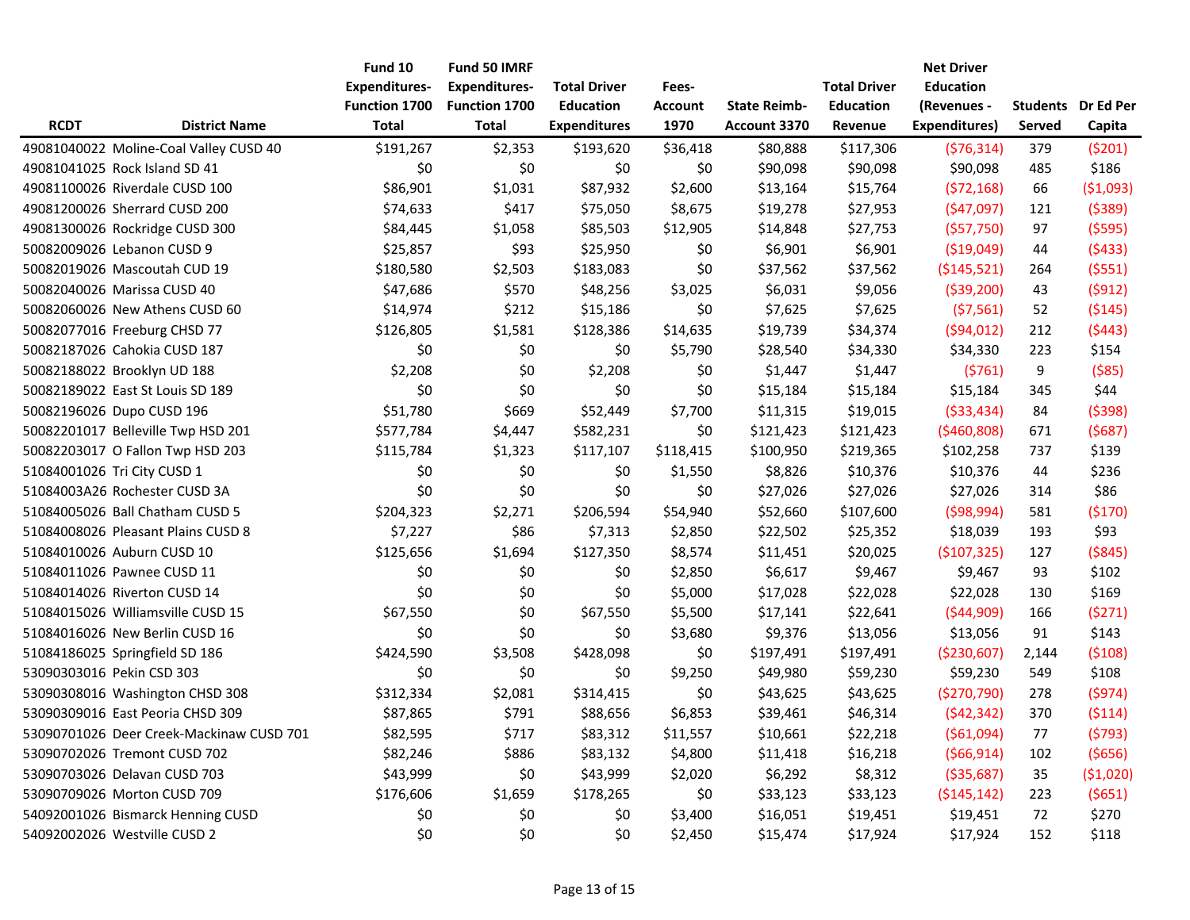| RCDT | District Name | Fund 10 Expenditures-Function 1700 Total | Fund 50 IMRF Expenditures-Function 1700 Total | Total Driver Education Expenditures | Fees-Account 1970 | State Reimb-Account 3370 | Total Driver Education Revenue | Net Driver Education (Revenues - Expenditures) | Students Served | Dr Ed Per Capita |
|---|---|---|---|---|---|---|---|---|---|---|
| 49081040022 | Moline-Coal Valley CUSD 40 | $191,267 | $2,353 | $193,620 | $36,418 | $80,888 | $117,306 | ($76,314) | 379 | ($201) |
| 49081041025 | Rock Island SD 41 | $0 | $0 | $0 | $0 | $90,098 | $90,098 | $90,098 | 485 | $186 |
| 49081100026 | Riverdale CUSD 100 | $86,901 | $1,031 | $87,932 | $2,600 | $13,164 | $15,764 | ($72,168) | 66 | ($1,093) |
| 49081200026 | Sherrard CUSD 200 | $74,633 | $417 | $75,050 | $8,675 | $19,278 | $27,953 | ($47,097) | 121 | ($389) |
| 49081300026 | Rockridge CUSD 300 | $84,445 | $1,058 | $85,503 | $12,905 | $14,848 | $27,753 | ($57,750) | 97 | ($595) |
| 50082009026 | Lebanon CUSD 9 | $25,857 | $93 | $25,950 | $0 | $6,901 | $6,901 | ($19,049) | 44 | ($433) |
| 50082019026 | Mascoutah CUD 19 | $180,580 | $2,503 | $183,083 | $0 | $37,562 | $37,562 | ($145,521) | 264 | ($551) |
| 50082040026 | Marissa CUSD 40 | $47,686 | $570 | $48,256 | $3,025 | $6,031 | $9,056 | ($39,200) | 43 | ($912) |
| 50082060026 | New Athens CUSD 60 | $14,974 | $212 | $15,186 | $0 | $7,625 | $7,625 | ($7,561) | 52 | ($145) |
| 50082077016 | Freeburg CHSD 77 | $126,805 | $1,581 | $128,386 | $14,635 | $19,739 | $34,374 | ($94,012) | 212 | ($443) |
| 50082187026 | Cahokia CUSD 187 | $0 | $0 | $0 | $5,790 | $28,540 | $34,330 | $34,330 | 223 | $154 |
| 50082188022 | Brooklyn UD 188 | $2,208 | $0 | $2,208 | $0 | $1,447 | $1,447 | ($761) | 9 | ($85) |
| 50082189022 | East St Louis SD 189 | $0 | $0 | $0 | $0 | $15,184 | $15,184 | $15,184 | 345 | $44 |
| 50082196026 | Dupo CUSD 196 | $51,780 | $669 | $52,449 | $7,700 | $11,315 | $19,015 | ($33,434) | 84 | ($398) |
| 50082201017 | Belleville Twp HSD 201 | $577,784 | $4,447 | $582,231 | $0 | $121,423 | $121,423 | ($460,808) | 671 | ($687) |
| 50082203017 | O Fallon Twp HSD 203 | $115,784 | $1,323 | $117,107 | $118,415 | $100,950 | $219,365 | $102,258 | 737 | $139 |
| 51084001026 | Tri City CUSD 1 | $0 | $0 | $0 | $1,550 | $8,826 | $10,376 | $10,376 | 44 | $236 |
| 51084003A26 | Rochester CUSD 3A | $0 | $0 | $0 | $0 | $27,026 | $27,026 | $27,026 | 314 | $86 |
| 51084005026 | Ball Chatham CUSD 5 | $204,323 | $2,271 | $206,594 | $54,940 | $52,660 | $107,600 | ($98,994) | 581 | ($170) |
| 51084008026 | Pleasant Plains CUSD 8 | $7,227 | $86 | $7,313 | $2,850 | $22,502 | $25,352 | $18,039 | 193 | $93 |
| 51084010026 | Auburn CUSD 10 | $125,656 | $1,694 | $127,350 | $8,574 | $11,451 | $20,025 | ($107,325) | 127 | ($845) |
| 51084011026 | Pawnee CUSD 11 | $0 | $0 | $0 | $2,850 | $6,617 | $9,467 | $9,467 | 93 | $102 |
| 51084014026 | Riverton CUSD 14 | $0 | $0 | $0 | $5,000 | $17,028 | $22,028 | $22,028 | 130 | $169 |
| 51084015026 | Williamsville CUSD 15 | $67,550 | $0 | $67,550 | $5,500 | $17,141 | $22,641 | ($44,909) | 166 | ($271) |
| 51084016026 | New Berlin CUSD 16 | $0 | $0 | $0 | $3,680 | $9,376 | $13,056 | $13,056 | 91 | $143 |
| 51084186025 | Springfield SD 186 | $424,590 | $3,508 | $428,098 | $0 | $197,491 | $197,491 | ($230,607) | 2,144 | ($108) |
| 53090303016 | Pekin CSD 303 | $0 | $0 | $0 | $9,250 | $49,980 | $59,230 | $59,230 | 549 | $108 |
| 53090308016 | Washington CHSD 308 | $312,334 | $2,081 | $314,415 | $0 | $43,625 | $43,625 | ($270,790) | 278 | ($974) |
| 53090309016 | East Peoria CHSD 309 | $87,865 | $791 | $88,656 | $6,853 | $39,461 | $46,314 | ($42,342) | 370 | ($114) |
| 53090701026 | Deer Creek-Mackinaw CUSD 701 | $82,595 | $717 | $83,312 | $11,557 | $10,661 | $22,218 | ($61,094) | 77 | ($793) |
| 53090702026 | Tremont CUSD 702 | $82,246 | $886 | $83,132 | $4,800 | $11,418 | $16,218 | ($66,914) | 102 | ($656) |
| 53090703026 | Delavan CUSD 703 | $43,999 | $0 | $43,999 | $2,020 | $6,292 | $8,312 | ($35,687) | 35 | ($1,020) |
| 53090709026 | Morton CUSD 709 | $176,606 | $1,659 | $178,265 | $0 | $33,123 | $33,123 | ($145,142) | 223 | ($651) |
| 54092001026 | Bismarck Henning CUSD | $0 | $0 | $0 | $3,400 | $16,051 | $19,451 | $19,451 | 72 | $270 |
| 54092002026 | Westville CUSD 2 | $0 | $0 | $0 | $2,450 | $15,474 | $17,924 | $17,924 | 152 | $118 |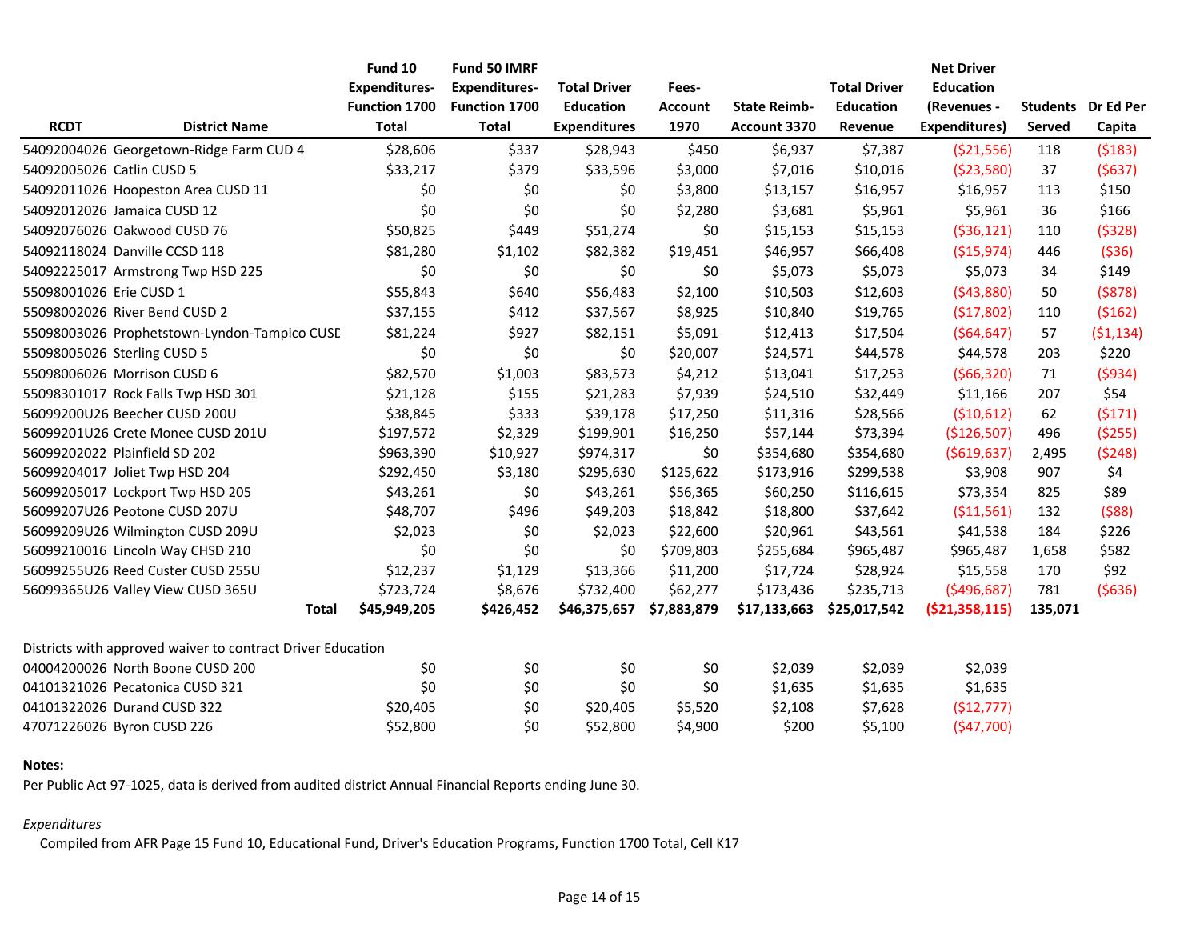| RCDT | District Name | Fund 10 Expenditures-Function 1700 Total | Fund 50 IMRF Expenditures-Function 1700 Total | Total Driver Education Expenditures | Fees-Account 1970 | State Reimb-Account 3370 | Total Driver Education Revenue | Net Driver Education (Revenues - Expenditures) | Students Served | Dr Ed Per Capita |
|---|---|---|---|---|---|---|---|---|---|---|
| 54092004026 | Georgetown-Ridge Farm CUD 4 | $28,606 | $337 | $28,943 | $450 | $6,937 | $7,387 | ($21,556) | 118 | ($183) |
| 54092005026 | Catlin CUSD 5 | $33,217 | $379 | $33,596 | $3,000 | $7,016 | $10,016 | ($23,580) | 37 | ($637) |
| 54092011026 | Hoopeston Area CUSD 11 | $0 | $0 | $0 | $3,800 | $13,157 | $16,957 | $16,957 | 113 | $150 |
| 54092012026 | Jamaica CUSD 12 | $0 | $0 | $0 | $2,280 | $3,681 | $5,961 | $5,961 | 36 | $166 |
| 54092076026 | Oakwood CUSD 76 | $50,825 | $449 | $51,274 | $0 | $15,153 | $15,153 | ($36,121) | 110 | ($328) |
| 54092118024 | Danville CCSD 118 | $81,280 | $1,102 | $82,382 | $19,451 | $46,957 | $66,408 | ($15,974) | 446 | ($36) |
| 54092225017 | Armstrong Twp HSD 225 | $0 | $0 | $0 | $0 | $5,073 | $5,073 | $5,073 | 34 | $149 |
| 55098001026 | Erie CUSD 1 | $55,843 | $640 | $56,483 | $2,100 | $10,503 | $12,603 | ($43,880) | 50 | ($878) |
| 55098002026 | River Bend CUSD 2 | $37,155 | $412 | $37,567 | $8,925 | $10,840 | $19,765 | ($17,802) | 110 | ($162) |
| 55098003026 | Prophetstown-Lyndon-Tampico CUSD | $81,224 | $927 | $82,151 | $5,091 | $12,413 | $17,504 | ($64,647) | 57 | ($1,134) |
| 55098005026 | Sterling CUSD 5 | $0 | $0 | $0 | $20,007 | $24,571 | $44,578 | $44,578 | 203 | $220 |
| 55098006026 | Morrison CUSD 6 | $82,570 | $1,003 | $83,573 | $4,212 | $13,041 | $17,253 | ($66,320) | 71 | ($934) |
| 55098301017 | Rock Falls Twp HSD 301 | $21,128 | $155 | $21,283 | $7,939 | $24,510 | $32,449 | $11,166 | 207 | $54 |
| 56099200U26 | Beecher CUSD 200U | $38,845 | $333 | $39,178 | $17,250 | $11,316 | $28,566 | ($10,612) | 62 | ($171) |
| 56099201U26 | Crete Monee CUSD 201U | $197,572 | $2,329 | $199,901 | $16,250 | $57,144 | $73,394 | ($126,507) | 496 | ($255) |
| 56099202022 | Plainfield SD 202 | $963,390 | $10,927 | $974,317 | $0 | $354,680 | $354,680 | ($619,637) | 2,495 | ($248) |
| 56099204017 | Joliet Twp HSD 204 | $292,450 | $3,180 | $295,630 | $125,622 | $173,916 | $299,538 | $3,908 | 907 | $4 |
| 56099205017 | Lockport Twp HSD 205 | $43,261 | $0 | $43,261 | $56,365 | $60,250 | $116,615 | $73,354 | 825 | $89 |
| 56099207U26 | Peotone CUSD 207U | $48,707 | $496 | $49,203 | $18,842 | $18,800 | $37,642 | ($11,561) | 132 | ($88) |
| 56099209U26 | Wilmington CUSD 209U | $2,023 | $0 | $2,023 | $22,600 | $20,961 | $43,561 | $41,538 | 184 | $226 |
| 56099210016 | Lincoln Way CHSD 210 | $0 | $0 | $0 | $709,803 | $255,684 | $965,487 | $965,487 | 1,658 | $582 |
| 56099255U26 | Reed Custer CUSD 255U | $12,237 | $1,129 | $13,366 | $11,200 | $17,724 | $28,924 | $15,558 | 170 | $92 |
| 56099365U26 | Valley View CUSD 365U | $723,724 | $8,676 | $732,400 | $62,277 | $173,436 | $235,713 | ($496,687) | 781 | ($636) |
| | **Total** | **$45,949,205** | **$426,452** | **$46,375,657** | **$7,883,879** | **$17,133,663** | **$25,017,542** | **($21,358,115)** | **135,071** | |
| Districts with approved waiver to contract Driver Education | | | | | | | | | | |
| 04004200026 | North Boone CUSD 200 | $0 | $0 | $0 | $0 | $2,039 | $2,039 | $2,039 | | |
| 04101321026 | Pecatonica CUSD 321 | $0 | $0 | $0 | $0 | $1,635 | $1,635 | $1,635 | | |
| 04101322026 | Durand CUSD 322 | $20,405 | $0 | $20,405 | $5,520 | $2,108 | $7,628 | ($12,777) | | |
| 47071226026 | Byron CUSD 226 | $52,800 | $0 | $52,800 | $4,900 | $200 | $5,100 | ($47,700) | | |

**Notes:**

Per Public Act 97-1025, data is derived from audited district Annual Financial Reports ending June 30.

*Expenditures*

Compiled from AFR Page 15 Fund 10, Educational Fund, Driver's Education Programs, Function 1700 Total, Cell K17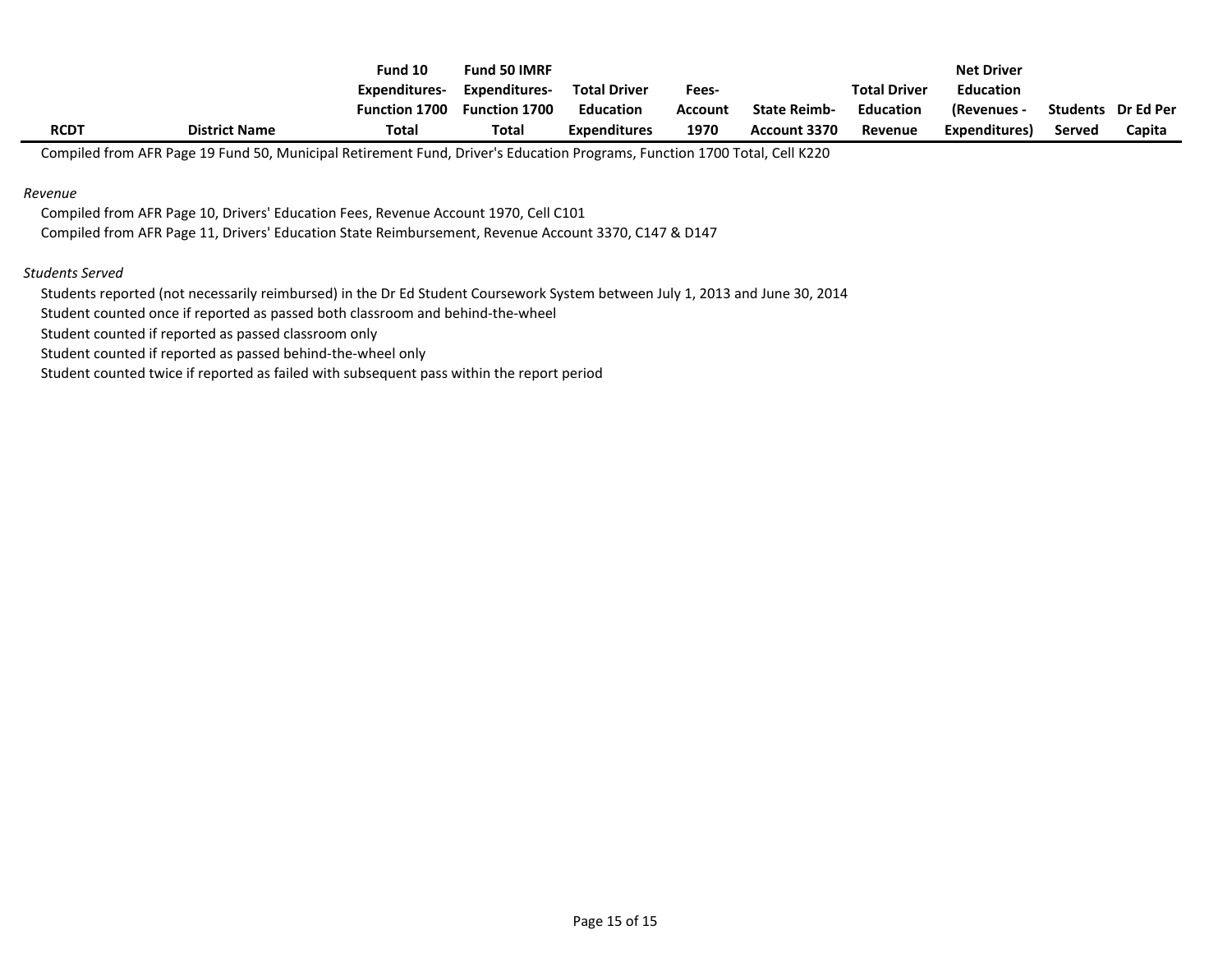| RCDT | District Name | Fund 10 Expenditures- Function 1700 Total | Fund 50 IMRF Expenditures- Function 1700 Total | Total Driver Education Expenditures | Fees- Account 1970 | State Reimb- Account 3370 | Total Driver Education Revenue | Net Driver Education (Revenues - Expenditures) | Students Served | Dr Ed Per Capita |
|---|---|---|---|---|---|---|---|---|---|---|

Compiled from AFR Page 19 Fund 50, Municipal Retirement Fund, Driver's Education Programs, Function 1700 Total, Cell K220

*Revenue*

Compiled from AFR Page 10, Drivers' Education Fees, Revenue Account 1970, Cell C101

Compiled from AFR Page 11, Drivers' Education State Reimbursement, Revenue Account 3370, C147 & D147

*Students Served*

Students reported (not necessarily reimbursed) in the Dr Ed Student Coursework System between July 1, 2013 and June 30, 2014

Student counted once if reported as passed both classroom and behind-the-wheel

Student counted if reported as passed classroom only

Student counted if reported as passed behind-the-wheel only

Student counted twice if reported as failed with subsequent pass within the report period